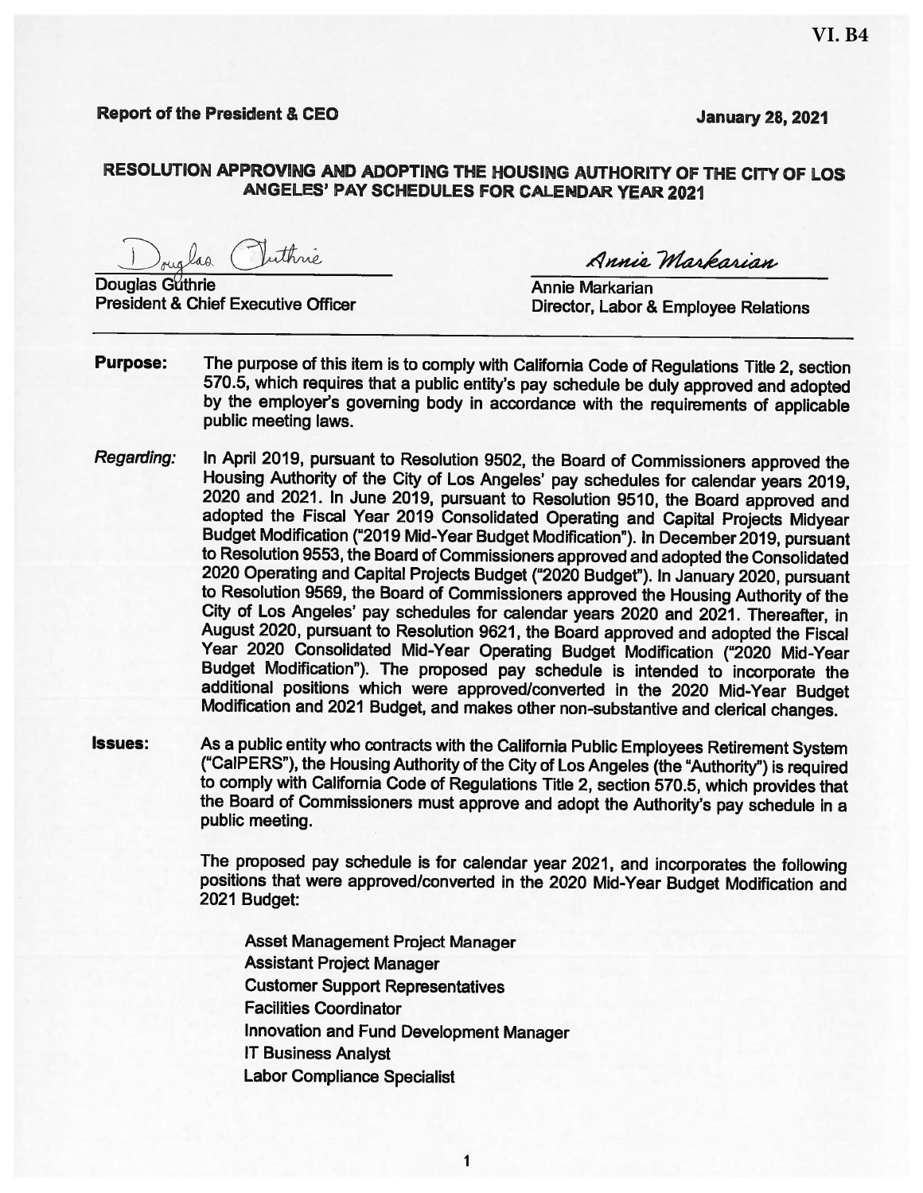VI. B4

**Report of the President & CEO** **January 28, 2021**

## RESOLUTION APPROVING AND ADOPTING THE HOUSING AUTHORITY OF THE CITY OF LOS ANGELES' PAY SCHEDULES FOR CALENDAR YEAR 2021

Douglas Guthrie
President & Chief Executive Officer

Annie Markarian
Director, Labor & Employee Relations

---

**Purpose:** The purpose of this item is to comply with California Code of Regulations Title 2, section 570.5, which requires that a public entity's pay schedule be duly approved and adopted by the employer's governing body in accordance with the requirements of applicable public meeting laws.

*Regarding:* In April 2019, pursuant to Resolution 9502, the Board of Commissioners approved the Housing Authority of the City of Los Angeles' pay schedules for calendar years 2019, 2020 and 2021. In June 2019, pursuant to Resolution 9510, the Board approved and adopted the Fiscal Year 2019 Consolidated Operating and Capital Projects Midyear Budget Modification ("2019 Mid-Year Budget Modification"). In December 2019, pursuant to Resolution 9553, the Board of Commissioners approved and adopted the Consolidated 2020 Operating and Capital Projects Budget ("2020 Budget"). In January 2020, pursuant to Resolution 9569, the Board of Commissioners approved the Housing Authority of the City of Los Angeles' pay schedules for calendar years 2020 and 2021. Thereafter, in August 2020, pursuant to Resolution 9621, the Board approved and adopted the Fiscal Year 2020 Consolidated Mid-Year Operating Budget Modification ("2020 Mid-Year Budget Modification"). The proposed pay schedule is intended to incorporate the additional positions which were approved/converted in the 2020 Mid-Year Budget Modification and 2021 Budget, and makes other non-substantive and clerical changes.

**Issues:** As a public entity who contracts with the California Public Employees Retirement System ("CalPERS"), the Housing Authority of the City of Los Angeles (the "Authority") is required to comply with California Code of Regulations Title 2, section 570.5, which provides that the Board of Commissioners must approve and adopt the Authority's pay schedule in a public meeting.

The proposed pay schedule is for calendar year 2021, and incorporates the following positions that were approved/converted in the 2020 Mid-Year Budget Modification and 2021 Budget:

- Asset Management Project Manager
- Assistant Project Manager
- Customer Support Representatives
- Facilities Coordinator
- Innovation and Fund Development Manager
- IT Business Analyst
- Labor Compliance Specialist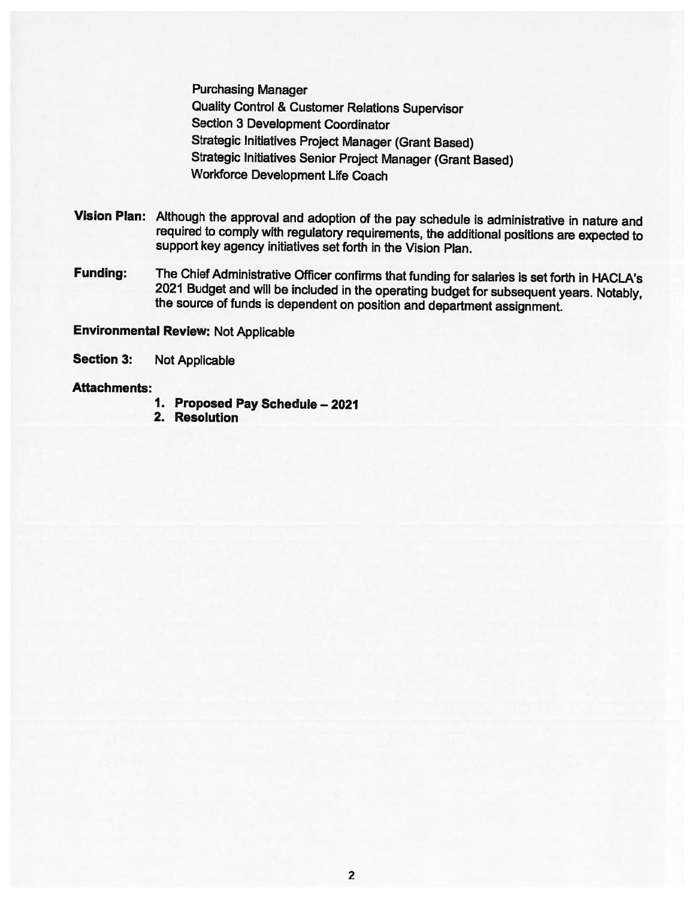Purchasing Manager
Quality Control & Customer Relations Supervisor
Section 3 Development Coordinator
Strategic Initiatives Project Manager (Grant Based)
Strategic Initiatives Senior Project Manager (Grant Based)
Workforce Development Life Coach

**Vision Plan:** Although the approval and adoption of the pay schedule is administrative in nature and required to comply with regulatory requirements, the additional positions are expected to support key agency initiatives set forth in the Vision Plan.

**Funding:** The Chief Administrative Officer confirms that funding for salaries is set forth in HACLA's 2021 Budget and will be included in the operating budget for subsequent years. Notably, the source of funds is dependent on position and department assignment.

**Environmental Review:** Not Applicable

**Section 3:** Not Applicable

**Attachments:**

1. **Proposed Pay Schedule – 2021**
2. **Resolution**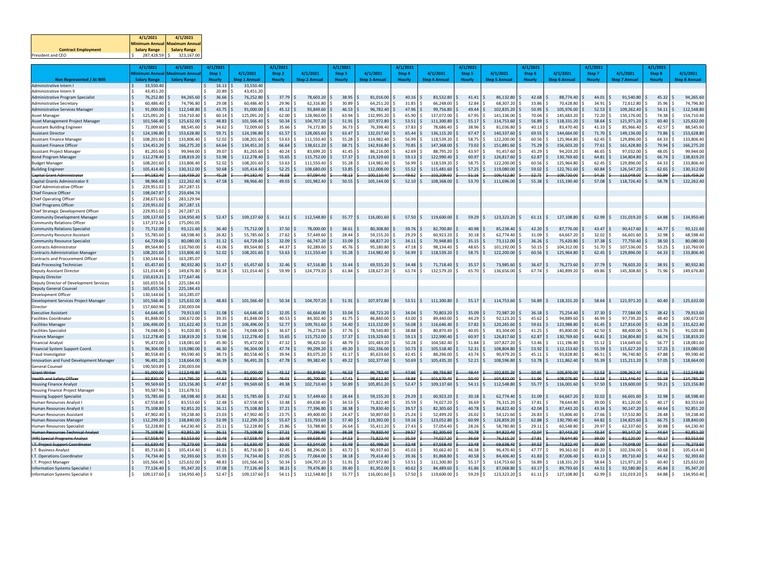| Contract Employment | 4/1/2021 Minimum Annual Salary Range | 4/1/2021 Maximum Annual Salary Range |
|---|---|---|
| President and CEO | $ 287,428.59 | $ 323,167.00 |

| Non Represented / At Will | 4/1/2021 Minimum Annual Salary Range | 4/1/2021 Maximum Annual Salary Range | 4/1/2021 Step 1 Hourly | 4/1/2021 Step 1 Annual | 4/1/2021 Step 2 Hourly | 4/1/2021 Step 2 Annual | 4/1/2021 Step 3 Hourly | 4/1/2021 Step 3 Annual | 4/1/2021 Step 4 Hourly | 4/1/2021 Step 4 Annual | 4/1/2021 Step 5 Hourly | 4/1/2021 Step 5 Annual | 4/1/2021 Step 6 Hourly | 4/1/2021 Step 6 Annual | 4/1/2021 Step 7 Hourly | 4/1/2021 Step 7 Annual | 4/1/2021 Step 8 Hourly | 4/1/2021 Step 8 Annual |
|---|---|---|---|---|---|---|---|---|---|---|---|---|---|---|---|---|---|---|
| Administrative Intern I | $ 33,550.40 | | $ 16.13 | $ 33,550.40 | | | | | | | | | | | | | | |
| Administrative Intern II | $ 43,451.20 | | $ 20.89 | $ 43,451.20 | | | | | | | | | | | | | | |
| Administrative Program Specialist | $ 76,252.80 | $ 94,265.60 | $ 36.66 | $ 76,252.80 | $ 37.79 | $ 78,603.20 | $ 38.95 | $ 81,016.00 | $ 40.16 | $ 83,532.80 | $ 41.41 | $ 86,132.80 | $ 42.68 | $ 88,774.40 | $ 44.01 | $ 91,540.80 | $ 45.32 | $ 94,265.60 |
| Administrative Secretary | $ 60,486.40 | $ 74,796.80 | $ 29.08 | $ 60,486.40 | $ 29.96 | $ 62,316.80 | $ 30.89 | $ 64,251.20 | $ 31.85 | $ 66,248.00 | $ 32.84 | $ 68,307.20 | $ 33.86 | $ 70,428.80 | $ 34.91 | $ 72,612.80 | $ 35.96 | $ 74,796.80 |
| Administrative Services Manager | $ 91,000.00 | $ 112,548.80 | $ 43.75 | $ 91,000.00 | $ 45.12 | $ 93,849.60 | $ 46.53 | $ 96,782.40 | $ 47.96 | $ 99,756.80 | $ 49.44 | $ 102,835.20 | $ 50.95 | $ 105,976.00 | $ 52.53 | $ 109,262.40 | $ 54.11 | $ 112,548.80 |
| Asset Manager | $ 125,091.20 | $ 154,710.40 | $ 60.14 | $ 125,091.20 | $ 62.00 | $ 128,960.00 | $ 63.94 | $ 132,995.20 | $ 65.90 | $ 137,072.00 | $ 67.95 | $ 141,336.00 | $ 70.04 | $ 145,683.20 | $ 72.20 | $ 150,176.00 | $ 74.38 | $ 154,710.40 |
| Asset Management Project Manager | $ 101,566.40 | $ 125,632.00 | $ 48.83 | $ 101,566.40 | $ 50.34 | $ 104,707.20 | $ 51.91 | $ 107,972.80 | $ 53.51 | $ 111,300.80 | $ 55.17 | $ 114,753.60 | $ 56.89 | $ 118,331.20 | $ 58.64 | $ 121,971.20 | $ 60.40 | $ 125,632.00 |
| Assistant Building Engineer | $ 72,009.60 | $ 88,545.60 | $ 34.62 | $ 72,009.60 | $ 35.66 | $ 74,172.80 | $ 36.73 | $ 76,398.40 | $ 37.83 | $ 78,686.40 | $ 38.96 | $ 81,036.80 | $ 40.13 | $ 83,470.40 | $ 41.33 | $ 85,966.40 | $ 42.57 | $ 88,545.60 |
| Assistant Director | $ 124,196.80 | $ 153,628.80 | $ 59.71 | $ 124,196.80 | $ 61.57 | $ 128,065.60 | $ 63.47 | $ 132,017.60 | $ 65.44 | $ 136,115.20 | $ 67.47 | $ 140,337.60 | $ 69.55 | $ 144,664.00 | $ 71.70 | $ 149,136.00 | $ 73.86 | $ 153,628.80 |
| Assistant Finance Manager | $ 108,201.60 | $ 133,806.40 | $ 52.02 | $ 108,201.60 | $ 53.63 | $ 111,550.40 | $ 55.28 | $ 114,982.40 | $ 56.99 | $ 118,539.20 | $ 58.75 | $ 122,200.00 | $ 60.56 | $ 125,964.80 | $ 62.45 | $ 129,896.00 | $ 64.33 | $ 133,806.40 |
| Assistant Finance Officer | $ 134,451.20 | $ 166,275.20 | $ 64.64 | $ 134,451.20 | $ 66.64 | $ 138,611.20 | $ 68.71 | $ 142,916.80 | $ 70.85 | $ 147,368.00 | $ 73.02 | $ 151,881.60 | $ 75.29 | $ 156,603.20 | $ 77.61 | $ 161,428.80 | $ 79.94 | $ 166,275.20 |
| Assistant Project Manager | $ 81,265.60 | $ 99,944.00 | $ 39.07 | $ 81,265.60 | $ 40.24 | $ 83,699.20 | $ 41.45 | $ 86,216.00 | $ 42.69 | $ 88,795.20 | $ 43.97 | $ 91,457.60 | $ 45.29 | $ 94,203.20 | $ 46.65 | $ 97,032.00 | $ 48.05 | $ 99,944.00 |
| Bond Program Manager | $ 112,278.40 | $ 138,819.20 | $ 53.98 | $ 112,278.40 | $ 55.65 | $ 115,752.00 | $ 57.37 | $ 119,329.60 | $ 59.13 | $ 122,990.40 | $ 60.97 | $ 126,817.60 | $ 62.87 | $ 130,769.60 | $ 64.81 | $ 134,804.80 | $ 66.74 | $ 138,819.20 |
| Budget Manager | $ 108,201.60 | $ 133,806.40 | $ 52.02 | $ 108,201.60 | $ 53.63 | $ 111,550.40 | $ 55.28 | $ 114,982.40 | $ 56.99 | $ 118,539.20 | $ 58.75 | $ 122,200.00 | $ 60.56 | $ 125,964.80 | $ 62.45 | $ 129,896.00 | $ 64.33 | $ 133,806.40 |
| Building Engineer | $ 105,414.40 | $ 130,312.00 | $ 50.68 | $ 105,414.40 | $ 52.25 | $ 108,680.00 | $ 53.85 | $ 112,008.00 | $ 55.52 | $ 115,481.60 | $ 57.25 | $ 119,080.00 | $ 59.02 | $ 122,761.60 | $ 60.84 | $ 126,547.20 | $ 62.65 | $ 130,312.00 |
| ~~Capital Grant Administrator~~ | ~~$ 94,182.40~~ | ~~$ 116,459.20~~ | ~~$ 45.28~~ | ~~$ 94,182.40~~ | ~~$ 46.68~~ | ~~$ 97,094.40~~ | ~~$ 48.13~~ | ~~$ 100,110.40~~ | ~~$ 49.62~~ | ~~$ 103,209.60~~ | ~~$ 51.16~~ | ~~$ 106,412.80~~ | ~~$ 52.75~~ | ~~$ 109,720.00~~ | ~~$ 54.35~~ | ~~$ 113,048.00~~ | ~~$ 55.99~~ | ~~$ 116,459.20~~ |
| Capital Grants Administrator II | $ 98,966.40 | $ 122,262.40 | $ 47.58 | $ 98,966.40 | $ 49.03 | $ 101,982.40 | $ 50.55 | $ 105,144.00 | $ 52.10 | $ 108,368.00 | $ 53.70 | $ 111,696.00 | $ 55.38 | $ 115,190.40 | $ 57.08 | $ 118,726.40 | $ 58.78 | $ 122,262.40 |
| Chief Administrative Officer | $ 229,951.02 | $ 267,287.15 | | | | | | | | | | | | | | | | |
| Chief Finance Officer | $ 198,047.87 | $ 259,494.74 | | | | | | | | | | | | | | | | |
| Chief Operating Officer | $ 238,671.60 | $ 283,129.94 | | | | | | | | | | | | | | | | |
| Chief Programs Officer | $ 229,951.02 | $ 267,287.15 | | | | | | | | | | | | | | | | |
| Chief Strategic Development Officer | $ 229,951.02 | $ 267,287.15 | | | | | | | | | | | | | | | | |
| Community Development Manager | $ 109,137.60 | $ 134,950.40 | $ 52.47 | $ 109,137.60 | $ 54.11 | $ 112,548.80 | $ 55.77 | $ 116,001.60 | $ 57.50 | $ 119,600.00 | $ 59.29 | $ 123,323.20 | $ 61.11 | $ 127,108.80 | $ 62.99 | $ 131,019.20 | $ 64.88 | $ 134,950.40 |
| Community Relations Officer | $ 137,372.34 | $ 175,091.05 | | | | | | | | | | | | | | | | |
| Community Relations Specialist | $ 75,712.00 | $ 93,121.60 | $ 36.40 | $ 75,712.00 | $ 37.50 | $ 78,000.00 | $ 38.61 | $ 80,308.80 | $ 39.76 | $ 82,700.80 | $ 40.98 | $ 85,238.40 | $ 42.20 | $ 87,776.00 | $ 43.47 | $ 90,417.60 | $ 44.77 | $ 93,121.60 |
| Community Resource Assistant | $ 55,785.60 | $ 68,598.40 | $ 26.82 | $ 55,785.60 | $ 27.62 | $ 57,449.60 | $ 28.44 | $ 59,155.20 | $ 29.29 | $ 60,923.20 | $ 30.18 | $ 62,774.40 | $ 31.09 | $ 64,667.20 | $ 32.02 | $ 66,601.60 | $ 32.98 | $ 68,598.40 |
| Community Resource Specialist | $ 64,729.60 | $ 80,080.00 | $ 31.12 | $ 64,729.60 | $ 32.09 | $ 66,747.20 | $ 33.09 | $ 68,827.20 | $ 34.11 | $ 70,948.80 | $ 35.15 | $ 73,112.00 | $ 36.26 | $ 75,420.80 | $ 37.38 | $ 77,750.40 | $ 38.50 | $ 80,080.00 |
| Contracts Administrator | $ 89,564.80 | $ 110,760.00 | $ 43.06 | $ 89,564.80 | $ 44.37 | $ 92,289.60 | $ 45.76 | $ 95,180.80 | $ 47.18 | $ 98,134.40 | $ 48.65 | $ 101,192.00 | $ 50.15 | $ 104,312.00 | $ 51.70 | $ 107,536.00 | $ 53.25 | $ 110,760.00 |
| Contracts Administration Manager | $ 108,201.60 | $ 133,806.40 | $ 52.02 | $ 108,201.60 | $ 53.63 | $ 111,550.40 | $ 55.28 | $ 114,982.40 | $ 56.99 | $ 118,539.20 | $ 58.75 | $ 122,200.00 | $ 60.56 | $ 125,964.80 | $ 62.45 | $ 129,896.00 | $ 64.33 | $ 133,806.40 |
| Contracts and Procurement Officer | $ 130,144.66 | $ 163,285.07 | | | | | | | | | | | | | | | | |
| Data Processing Technician | $ 65,457.60 | $ 80,932.80 | $ 31.47 | $ 65,457.60 | $ 32.46 | $ 67,516.80 | $ 33.44 | $ 69,555.20 | $ 34.48 | $ 71,718.40 | $ 35.57 | $ 73,985.60 | $ 36.67 | $ 76,273.60 | $ 37.79 | $ 78,603.20 | $ 38.91 | $ 80,932.80 |
| Deputy Assistant Director | $ 121,014.40 | $ 149,676.80 | $ 58.18 | $ 121,014.40 | $ 59.99 | $ 124,779.20 | $ 61.84 | $ 128,627.20 | $ 63.74 | $ 132,579.20 | $ 65.70 | $ 136,656.00 | $ 67.74 | $ 140,899.20 | $ 69.86 | $ 145,308.80 | $ 71.96 | $ 149,676.80 |
| Deputy Director | $ 150,619.21 | $ 177,647.46 | | | | | | | | | | | | | | | | |
| Deputy Director of Development Services | $ 165,655.56 | $ 225,184.43 | | | | | | | | | | | | | | | | |
| Deputy General Counsel | $ 165,655.56 | $ 225,184.43 | | | | | | | | | | | | | | | | |
| Development Officer | $ 130,144.66 | $ 163,285.07 | | | | | | | | | | | | | | | | |
| Development Services Project Manager | $ 101,566.40 | $ 125,632.00 | $ 48.83 | $ 101,566.40 | $ 50.34 | $ 104,707.20 | $ 51.91 | $ 107,972.80 | $ 53.51 | $ 111,300.80 | $ 55.17 | $ 114,753.60 | $ 56.89 | $ 118,331.20 | $ 58.64 | $ 121,971.20 | $ 60.40 | $ 125,632.00 |
| Director | $ 157,660.96 | $ 230,003.04 | | | | | | | | | | | | | | | | |
| Executive Assistant | $ 64,646.40 | $ 79,913.60 | $ 31.08 | $ 64,646.40 | $ 32.05 | $ 66,664.00 | $ 33.04 | $ 68,723.20 | $ 34.04 | $ 70,803.20 | $ 35.09 | $ 72,987.20 | $ 36.18 | $ 75,254.40 | $ 37.30 | $ 77,584.00 | $ 38.42 | $ 79,913.60 |
| Facilities Coordinator | $ 81,848.00 | $ 100,672.00 | $ 39.35 | $ 81,848.00 | $ 40.53 | $ 84,302.40 | $ 41.75 | $ 86,840.00 | $ 43.00 | $ 89,440.00 | $ 44.29 | $ 92,123.20 | $ 45.62 | $ 94,889.60 | $ 46.99 | $ 97,739.20 | $ 48.40 | $ 100,672.00 |
| Facilities Manager | $ 106,496.00 | $ 131,622.40 | $ 51.20 | $ 106,496.00 | $ 52.77 | $ 109,761.60 | $ 54.40 | $ 113,152.00 | $ 56.08 | $ 116,646.40 | $ 57.82 | $ 120,265.60 | $ 59.61 | $ 123,988.80 | $ 61.45 | $ 127,816.00 | $ 63.28 | $ 131,622.40 |
| Facilities Specialist | $ 74,048.00 | $ 91,020.80 | $ 35.60 | $ 74,048.00 | $ 36.67 | $ 76,273.60 | $ 37.76 | $ 78,540.80 | $ 38.88 | $ 80,870.40 | $ 40.05 | $ 83,304.00 | $ 41.25 | $ 85,800.00 | $ 42.50 | $ 88,400.00 | $ 43.76 | $ 91,020.80 |
| Finance Manager | $ 112,278.40 | $ 138,819.20 | $ 53.98 | $ 112,278.40 | $ 55.65 | $ 115,752.00 | $ 57.37 | $ 119,329.60 | $ 59.13 | $ 122,990.40 | $ 60.97 | $ 126,817.60 | $ 62.87 | $ 130,769.60 | $ 64.81 | $ 134,804.80 | $ 66.74 | $ 138,819.20 |
| Financial Analyst | $ 95,472.00 | $ 118,081.60 | $ 45.90 | $ 95,472.00 | $ 47.32 | $ 98,425.60 | $ 48.79 | $ 101,483.20 | $ 50.28 | $ 104,582.40 | $ 51.84 | $ 107,827.20 | $ 53.46 | $ 111,196.80 | $ 55.12 | $ 114,649.60 | $ 56.77 | $ 118,081.60 |
| Financial System Support Coord. | $ 96,304.00 | $ 119,080.00 | $ 46.30 | $ 96,304.00 | $ 47.74 | $ 99,299.20 | $ 49.20 | $ 102,336.00 | $ 50.73 | $ 105,518.40 | $ 52.31 | $ 108,804.80 | $ 53.92 | $ 112,153.60 | $ 55.59 | $ 115,627.20 | $ 57.25 | $ 119,080.00 |
| Fraud Investigator | $ 80,558.40 | $ 99,590.40 | $ 38.73 | $ 80,558.40 | $ 39.94 | $ 83,075.20 | $ 41.17 | $ 85,633.60 | $ 42.45 | $ 88,296.00 | $ 43.74 | $ 90,979.20 | $ 45.11 | $ 93,828.80 | $ 46.51 | $ 96,740.80 | $ 47.88 | $ 99,590.40 |
| Innovation and Fund Development Manager | $ 96,491.20 | $ 118,664.00 | $ 46.39 | $ 96,491.20 | $ 47.78 | $ 99,382.40 | $ 49.22 | $ 102,377.60 | $ 50.69 | $ 105,435.20 | $ 52.21 | $ 108,596.80 | $ 53.78 | $ 111,862.40 | $ 55.39 | $ 115,211.20 | $ 57.05 | $ 118,664.00 |
| General Counsel | $ 190,503.89 | $ 230,003.04 | | | | | | | | | | | | | | | | |
| ~~Grant Writer~~ | ~~$ 91,000.00~~ | ~~$ 112,548.80~~ | ~~$ 43.75~~ | ~~$ 91,000.00~~ | ~~$ 45.12~~ | ~~$ 93,849.60~~ | ~~$ 46.53~~ | ~~$ 96,782.40~~ | ~~$ 47.96~~ | ~~$ 99,756.80~~ | ~~$ 49.44~~ | ~~$ 102,835.20~~ | ~~$ 50.95~~ | ~~$ 105,976.00~~ | ~~$ 52.53~~ | ~~$ 109,262.40~~ | ~~$ 54.11~~ | ~~$ 112,548.80~~ |
| ~~Health and Safety Officer~~ | ~~$ 92,830.40~~ | ~~$ 114,795.20~~ | ~~$ 44.63~~ | ~~$ 92,830.40~~ | ~~$ 46.01~~ | ~~$ 95,700.80~~ | ~~$ 47.41~~ | ~~$ 98,612.80~~ | ~~$ 48.88~~ | ~~$ 101,670.40~~ | ~~$ 50.40~~ | ~~$ 104,832.00~~ | ~~$ 51.96~~ | ~~$ 108,076.80~~ | ~~$ 53.58~~ | ~~$ 111,446.40~~ | ~~$ 55.19~~ | ~~$ 114,795.20~~ |
| Housing Finance Analyst | $ 99,569.60 | $ 123,156.80 | $ 47.87 | $ 99,569.60 | $ 49.38 | $ 102,710.40 | $ 50.89 | $ 105,851.20 | $ 52.47 | $ 109,137.60 | $ 54.11 | $ 112,548.80 | $ 55.77 | $ 116,001.60 | $ 57.50 | $ 119,600.00 | $ 59.21 | $ 123,156.80 |
| Housing Finance Project Manager | $ 93,587.96 | $ 131,678.51 | | | | | | | | | | | | | | | | |
| Housing Support Specialist | $ 55,785.60 | $ 68,598.40 | $ 26.82 | $ 55,785.60 | $ 27.62 | $ 57,449.60 | $ 28.44 | $ 59,155.20 | $ 29.29 | $ 60,923.20 | $ 30.18 | $ 62,774.40 | $ 31.09 | $ 64,667.20 | $ 32.02 | $ 66,601.60 | $ 32.98 | $ 68,598.40 |
| Human Resources Analyst I | $ 67,558.40 | $ 83,553.60 | $ 32.48 | $ 67,558.40 | $ 33.48 | $ 69,638.40 | $ 34.53 | $ 71,822.40 | $ 35.59 | $ 74,027.20 | $ 36.69 | $ 76,315.20 | $ 37.81 | $ 78,644.80 | $ 39.00 | $ 81,120.00 | $ 40.17 | $ 83,553.60 |
| Human Resources Analyst II | $ 75,108.80 | $ 92,851.20 | $ 36.11 | $ 75,108.80 | $ 37.21 | $ 77,396.80 | $ 38.38 | $ 79,830.40 | $ 39.57 | $ 82,305.60 | $ 40.78 | $ 84,822.40 | $ 42.04 | $ 87,443.20 | $ 43.34 | $ 90,147.20 | $ 44.64 | $ 92,851.20 |
| Human Resources Assistant | $ 47,902.40 | $ 59,238.40 | $ 23.03 | $ 47,902.40 | $ 23.75 | $ 49,400.00 | $ 24.47 | $ 50,897.60 | $ 25.24 | $ 52,499.20 | $ 26.02 | $ 54,121.60 | $ 26.83 | $ 55,806.40 | $ 27.66 | $ 57,532.80 | $ 28.48 | $ 59,238.40 |
| Human Resources Manager | $ 112,299.20 | $ 138,840.00 | $ 53.99 | $ 112,299.20 | $ 55.67 | $ 115,793.60 | $ 57.40 | $ 119,392.00 | $ 59.16 | $ 123,052.80 | $ 60.99 | $ 126,859.20 | $ 62.88 | $ 130,790.40 | $ 64.82 | $ 134,825.60 | $ 66.75 | $ 138,840.00 |
| Human Resources Specialist | $ 52,228.80 | $ 64,230.40 | $ 25.11 | $ 52,228.80 | $ 25.86 | $ 53,788.80 | $ 26.64 | $ 55,411.20 | $ 27.43 | $ 57,054.40 | $ 28.26 | $ 58,780.80 | $ 29.11 | $ 60,548.80 | $ 29.97 | $ 62,337.60 | $ 30.88 | $ 64,230.40 |
| ~~Human Resources Technical Analyst~~ | ~~$ 75,108.80~~ | ~~$ 92,851.20~~ | ~~$ 36.11~~ | ~~$ 75,108.80~~ | ~~$ 37.21~~ | ~~$ 77,396.80~~ | ~~$ 38.38~~ | ~~$ 79,830.40~~ | ~~$ 39.57~~ | ~~$ 82,305.60~~ | ~~$ 40.78~~ | ~~$ 84,822.40~~ | ~~$ 42.04~~ | ~~$ 87,443.20~~ | ~~$ 43.34~~ | ~~$ 90,147.20~~ | ~~$ 44.64~~ | ~~$ 92,851.20~~ |
| ~~(HR) Special Programs Analyst~~ | ~~$ 67,558.40~~ | ~~$ 83,553.60~~ | ~~$ 32.48~~ | ~~$ 67,558.40~~ | ~~$ 33.48~~ | ~~$ 69,638.40~~ | ~~$ 34.53~~ | ~~$ 71,822.40~~ | ~~$ 35.59~~ | ~~$ 74,027.20~~ | ~~$ 36.69~~ | ~~$ 76,315.20~~ | ~~$ 37.81~~ | ~~$ 78,644.80~~ | ~~$ 39.00~~ | ~~$ 81,120.00~~ | ~~$ 40.17~~ | ~~$ 83,553.60~~ |
| ~~I.T. Project Support Coordinator~~ | ~~$ 61,630.40~~ | ~~$ 76,273.60~~ | ~~$ 29.63~~ | ~~$ 61,630.40~~ | ~~$ 30.55~~ | ~~$ 63,544.00~~ | ~~$ 31.49~~ | ~~$ 65,499.20~~ | ~~$ 32.48~~ | ~~$ 67,558.40~~ | ~~$ 33.48~~ | ~~$ 69,638.40~~ | ~~$ 34.53~~ | ~~$ 71,822.40~~ | ~~$ 35.60~~ | ~~$ 74,048.00~~ | ~~$ 36.67~~ | ~~$ 76,273.60~~ |
| I.T. Business Analyst | $ 85,716.80 | $ 105,414.40 | $ 41.21 | $ 85,716.80 | $ 42.45 | $ 88,296.00 | $ 43.72 | $ 90,937.60 | $ 45.03 | $ 93,662.40 | $ 46.38 | $ 96,470.40 | $ 47.77 | $ 99,361.60 | $ 49.20 | $ 102,336.00 | $ 50.68 | $ 105,414.40 |
| I.T. Operations Coordinator | $ 74,734.40 | $ 92,393.60 | $ 35.93 | $ 74,734.40 | $ 37.05 | $ 77,064.00 | $ 38.18 | $ 79,414.40 | $ 39.36 | $ 81,868.80 | $ 40.58 | $ 84,406.40 | $ 41.83 | $ 87,006.40 | $ 43.13 | $ 89,710.40 | $ 44.42 | $ 92,393.60 |
| I.T. Project Manager | $ 101,566.40 | $ 125,632.00 | $ 48.83 | $ 101,566.40 | $ 50.34 | $ 104,707.20 | $ 51.91 | $ 107,972.80 | $ 53.51 | $ 111,300.80 | $ 55.17 | $ 114,753.60 | $ 56.89 | $ 118,331.20 | $ 58.64 | $ 121,971.20 | $ 60.40 | $ 125,632.00 |
| Information Systems Specialist I | $ 77,126.40 | $ 95,347.20 | $ 37.08 | $ 77,126.40 | $ 38.21 | $ 79,476.80 | $ 39.40 | $ 81,952.00 | $ 40.62 | $ 84,489.60 | $ 41.86 | $ 87,068.80 | $ 43.17 | $ 89,793.60 | $ 44.51 | $ 92,580.80 | $ 45.84 | $ 95,347.20 |
| Information Systems Specialist II | $ 109,137.60 | $ 134,950.40 | $ 52.47 | $ 109,137.60 | $ 54.11 | $ 112,548.80 | $ 55.77 | $ 116,001.60 | $ 57.50 | $ 119,600.00 | $ 59.29 | $ 123,323.20 | $ 61.11 | $ 127,108.80 | $ 62.99 | $ 131,019.20 | $ 64.88 | $ 134,950.40 |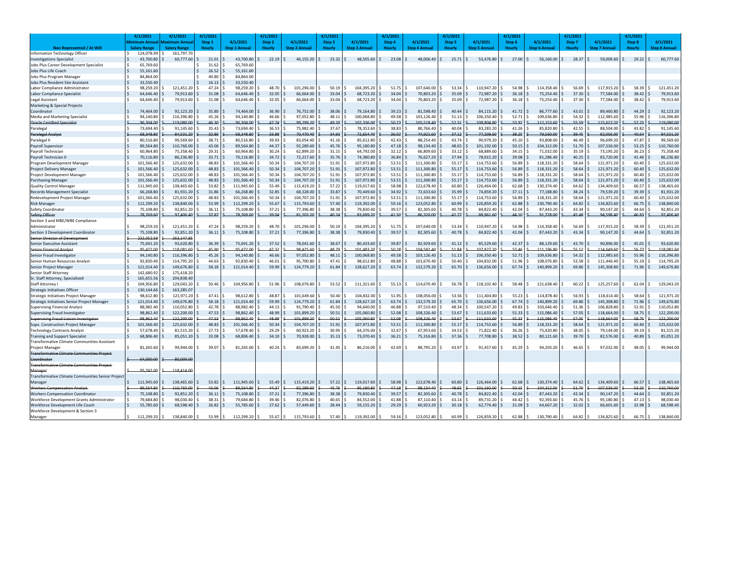| Non Represented / At Will | 4/1/2021 Minimum Annual Salary Range | 4/1/2021 Maximum Annual Salary Range | 4/1/2021 Step 1 Hourly | 4/1/2021 Step 1 Annual | 4/1/2021 Step 2 Hourly | 4/1/2021 Step 2 Annual | 4/1/2021 Step 3 Hourly | 4/1/2021 Step 3 Annual | 4/1/2021 Step 4 Hourly | 4/1/2021 Step 4 Annual | 4/1/2021 Step 5 Hourly | 4/1/2021 Step 5 Annual | 4/1/2021 Step 6 Hourly | 4/1/2021 Step 6 Annual | 4/1/2021 Step 7 Hourly | 4/1/2021 Step 7 Annual | 4/1/2021 Step 8 Hourly | 4/1/2021 Step 8 Annual |
|---|---|---|---|---|---|---|---|---|---|---|---|---|---|---|---|---|---|---|
| Information Technology Officer | $ 124,078.99 | $ 161,797.70 | | | | | | | | | | | | | | | | |
| Investigations Specialist | $ 43,700.80 | $ 60,777.60 | $ 21.01 | $ 43,700.80 | $ 22.19 | $ 46,155.20 | $ 23.32 | $ 48,505.60 | $ 23.08 | $ 48,006.40 | $ 25.71 | $ 53,476.80 | $ 27.00 | $ 56,160.00 | $ 28.37 | $ 59,009.60 | $ 29.22 | $ 60,777.60 |
| Jobs Plus Career Development Specialist | $ 65,769.60 | | $ 31.62 | $ 65,769.60 | | | | | | | | | | | | | | |
| Jobs Plus Life Coach | $ 55,161.60 | | $ 26.52 | $ 55,161.60 | | | | | | | | | | | | | | |
| Jobs Plus Program Manager | $ 84,864.00 | | $ 40.80 | $ 84,864.00 | | | | | | | | | | | | | | |
| Jobs Plus Resident Site Assistant | $ 33,550.40 | | $ 16.13 | $ 33,550.40 | | | | | | | | | | | | | | |
| Labor Compliance Administrator | $ 98,259.20 | $ 121,451.20 | $ 47.24 | $ 98,259.20 | $ 48.70 | $ 101,296.00 | $ 50.19 | $ 104,395.20 | $ 51.75 | $ 107,640.00 | $ 53.34 | $ 110,947.20 | $ 54.98 | $ 114,358.40 | $ 56.69 | $ 117,915.20 | $ 58.39 | $ 121,451.20 |
| Labor Compliance Specialist | $ 64,646.40 | $ 79,913.60 | $ 31.08 | $ 64,646.40 | $ 32.05 | $ 66,664.00 | $ 33.04 | $ 68,723.20 | $ 34.04 | $ 70,803.20 | $ 35.09 | $ 72,987.20 | $ 36.18 | $ 75,254.40 | $ 37.30 | $ 77,584.00 | $ 38.42 | $ 79,913.60 |
| Legal Assistant | $ 64,646.40 | $ 79,913.60 | $ 31.08 | $ 64,646.40 | $ 32.05 | $ 66,664.00 | $ 33.04 | $ 68,723.20 | $ 34.04 | $ 70,803.20 | $ 35.09 | $ 72,987.20 | $ 36.18 | $ 75,254.40 | $ 37.30 | $ 77,584.00 | $ 38.42 | $ 79,913.60 |
| Marketing & Special Projects Coordinator | $ 74,464.00 | $ 92,123.20 | $ 35.80 | $ 74,464.00 | $ 36.90 | $ 76,752.00 | $ 38.06 | $ 79,164.80 | $ 39.23 | $ 81,598.40 | $ 40.44 | $ 84,115.20 | $ 41.72 | $ 86,777.60 | $ 43.01 | $ 89,460.80 | $ 44.29 | $ 92,123.20 |
| Media and Marketing Specialist | $ 94,140.80 | $ 116,396.80 | $ 45.26 | $ 94,140.80 | $ 46.66 | $ 97,052.80 | $ 48.11 | $ 100,068.80 | $ 49.58 | $ 103,126.40 | $ 51.13 | $ 106,350.40 | $ 52.71 | $ 109,636.80 | $ 54.32 | $ 112,985.60 | $ 55.96 | $ 116,396.80 |
| ~~Oracle Certified Specialist~~ | ~~$ 96,304.00~~ | ~~$ 119,080.00~~ | ~~$ 46.30~~ | ~~$ 96,304.00~~ | ~~$ 47.74~~ | ~~$ 99,299.20~~ | ~~$ 49.20~~ | ~~$ 102,336.00~~ | ~~$ 50.73~~ | ~~$ 105,518.40~~ | ~~$ 52.31~~ | ~~$ 108,804.80~~ | ~~$ 53.92~~ | ~~$ 112,153.60~~ | ~~$ 55.59~~ | ~~$ 115,627.20~~ | ~~$ 57.25~~ | ~~$ 119,080.00~~ |
| Paralegal | $ 73,694.40 | $ 91,145.60 | $ 35.43 | $ 73,694.40 | $ 36.53 | $ 75,982.40 | $ 37.67 | $ 78,353.60 | $ 38.83 | $ 80,766.40 | $ 40.04 | $ 83,283.20 | $ 41.26 | $ 85,820.80 | $ 42.55 | $ 88,504.00 | $ 43.82 | $ 91,145.60 |
| ~~Paralegal Analyst~~ | ~~$ 68,348.80~~ | ~~$ 84,531.20~~ | ~~$ 32.86~~ | ~~$ 68,348.80~~ | ~~$ 33.88~~ | ~~$ 70,470.40~~ | ~~$ 34.93~~ | ~~$ 72,654.40~~ | ~~$ 36.02~~ | ~~$ 74,921.60~~ | ~~$ 37.13~~ | ~~$ 77,209.60~~ | ~~$ 38.25~~ | ~~$ 79,560.00~~ | ~~$ 39.45~~ | ~~$ 82,056.00~~ | ~~$ 40.64~~ | ~~$ 84,531.20~~ |
| Paralegal II | $ 80,516.80 | $ 99,569.60 | $ 38.71 | $ 80,516.80 | $ 39.93 | $ 83,054.40 | $ 41.16 | $ 85,612.80 | $ 42.43 | $ 88,254.40 | $ 43.74 | $ 90,979.20 | $ 45.10 | $ 93,808.00 | $ 46.49 | $ 96,699.20 | $ 47.87 | $ 99,569.60 |
| Payroll Supervisor | $ 89,564.80 | $ 110,760.00 | $ 43.06 | $ 89,564.80 | $ 44.37 | $ 92,289.60 | $ 45.76 | $ 95,180.80 | $ 47.18 | $ 98,134.40 | $ 48.65 | $ 101,192.00 | $ 50.15 | $ 104,312.00 | $ 51.70 | $ 107,536.00 | $ 53.25 | $ 110,760.00 |
| Payroll Technician | $ 60,964.80 | $ 75,358.40 | $ 29.31 | $ 60,964.80 | $ 30.24 | $ 62,899.20 | $ 31.15 | $ 64,792.00 | $ 32.12 | $ 66,809.60 | $ 33.12 | $ 68,889.60 | $ 34.15 | $ 71,032.00 | $ 35.19 | $ 73,195.20 | $ 36.23 | $ 75,358.40 |
| Payroll Technician II | $ 70,116.80 | $ 86,236.80 | $ 33.71 | $ 70,116.80 | $ 34.72 | $ 72,217.60 | $ 35.76 | $ 74,380.80 | $ 36.84 | $ 76,627.20 | $ 37.94 | $ 78,915.20 | $ 39.08 | $ 81,286.40 | $ 40.25 | $ 83,720.00 | $ 41.46 | $ 86,236.80 |
| Program Development Manager | $ 101,566.40 | $ 125,632.00 | $ 48.83 | $ 101,566.40 | $ 50.34 | $ 104,707.20 | $ 51.91 | $ 107,972.80 | $ 53.51 | $ 111,300.80 | $ 55.17 | $ 114,753.60 | $ 56.89 | $ 118,331.20 | $ 58.64 | $ 121,971.20 | $ 60.40 | $ 125,632.00 |
| Project Delivery Manager | $ 101,566.40 | $ 125,632.00 | $ 48.83 | $ 101,566.40 | $ 50.34 | $ 104,707.20 | $ 51.91 | $ 107,972.80 | $ 53.51 | $ 111,300.80 | $ 55.17 | $ 114,753.60 | $ 56.89 | $ 118,331.20 | $ 58.64 | $ 121,971.20 | $ 60.40 | $ 125,632.00 |
| Project Development Manager | $ 101,566.40 | $ 125,632.00 | $ 48.83 | $ 101,566.40 | $ 50.34 | $ 104,707.20 | $ 51.91 | $ 107,972.80 | $ 53.51 | $ 111,300.80 | $ 55.17 | $ 114,753.60 | $ 56.89 | $ 118,331.20 | $ 58.64 | $ 121,971.20 | $ 60.40 | $ 125,632.00 |
| Purchasing Manager | $ 101,566.40 | $ 125,632.00 | $ 48.83 | $ 101,566.40 | $ 50.34 | $ 104,707.20 | $ 51.91 | $ 107,972.80 | $ 53.51 | $ 111,300.80 | $ 55.17 | $ 114,753.60 | $ 56.89 | $ 118,331.20 | $ 58.64 | $ 121,971.20 | $ 60.40 | $ 125,632.00 |
| Quality Control Manager | $ 111,945.60 | $ 138,465.60 | $ 53.82 | $ 111,945.60 | $ 55.49 | $ 115,419.20 | $ 57.22 | $ 119,017.60 | $ 58.98 | $ 122,678.40 | $ 60.80 | $ 126,464.00 | $ 62.68 | $ 130,374.40 | $ 64.62 | $ 134,409.60 | $ 66.57 | $ 138,465.60 |
| Records Management Specialist | $ 66,268.80 | $ 81,931.20 | $ 31.86 | $ 66,268.80 | $ 32.85 | $ 68,328.00 | $ 33.87 | $ 70,449.60 | $ 34.92 | $ 72,633.60 | $ 35.99 | $ 74,859.20 | $ 37.11 | $ 77,188.80 | $ 38.24 | $ 79,539.20 | $ 39.39 | $ 81,931.20 |
| Redevelopment Project Manager | $ 101,566.40 | $ 125,632.00 | $ 48.83 | $ 101,566.40 | $ 50.34 | $ 104,707.20 | $ 51.91 | $ 107,972.80 | $ 53.51 | $ 111,300.80 | $ 55.17 | $ 114,753.60 | $ 56.89 | $ 118,331.20 | $ 58.64 | $ 121,971.20 | $ 60.40 | $ 125,632.00 |
| Risk Manager | $ 112,299.20 | $ 138,840.00 | $ 53.99 | $ 112,299.20 | $ 55.67 | $ 115,793.60 | $ 57.40 | $ 119,392.00 | $ 59.16 | $ 123,052.80 | $ 60.99 | $ 126,859.20 | $ 62.88 | $ 130,790.40 | $ 64.82 | $ 134,825.60 | $ 66.75 | $ 138,840.00 |
| Safety Coordinator | $ 75,108.80 | $ 92,851.20 | $ 36.11 | $ 75,108.80 | $ 37.21 | $ 77,396.80 | $ 38.38 | $ 79,830.40 | $ 39.57 | $ 82,305.60 | $ 40.78 | $ 84,822.40 | $ 42.04 | $ 87,443.20 | $ 43.34 | $ 90,147.20 | $ 44.64 | $ 92,851.20 |
| ~~Safety Officer~~ | ~~$ 78,769.60~~ | ~~$ 97,406.40~~ | ~~$ 37.87~~ | ~~$ 78,769.60~~ | ~~$ 39.04~~ | ~~$ 81,203.20~~ | ~~$ 40.24~~ | ~~$ 83,699.20~~ | ~~$ 41.50~~ | ~~$ 86,320.00~~ | ~~$ 42.77~~ | ~~$ 88,961.60~~ | ~~$ 44.10~~ | ~~$ 91,728.00~~ | ~~$ 45.48~~ | ~~$ 94,598.40~~ | ~~$ 46.83~~ | ~~$ 97,406.40~~ |
| Section 3 and MBE/WBE Compliance Administrator | $ 98,259.20 | $ 121,451.20 | $ 47.24 | $ 98,259.20 | $ 48.70 | $ 101,296.00 | $ 50.19 | $ 104,395.20 | $ 51.75 | $ 107,640.00 | $ 53.34 | $ 110,947.20 | $ 54.98 | $ 114,358.40 | $ 56.69 | $ 117,915.20 | $ 58.39 | $ 121,451.20 |
| Section 3 Development Coordinator | $ 75,108.80 | $ 92,851.20 | $ 36.11 | $ 75,108.80 | $ 37.21 | $ 77,396.80 | $ 38.38 | $ 79,830.40 | $ 39.57 | $ 82,305.60 | $ 40.78 | $ 84,822.40 | $ 42.04 | $ 87,443.20 | $ 43.34 | $ 90,147.20 | $ 44.64 | $ 92,851.20 |
| ~~Senior Director of Development~~ | ~~$ 232,052.58~~ | ~~$ 263,147.85~~ | | | | | | | | | | | | | | | | |
| Senior Executive Assistant | $ 75,691.20 | $ 93,620.80 | $ 36.39 | $ 75,691.20 | $ 37.52 | $ 78,041.60 | $ 38.67 | $ 80,433.60 | $ 39.87 | $ 82,929.60 | $ 41.12 | $ 85,529.60 | $ 42.37 | $ 88,129.60 | $ 43.70 | $ 90,896.00 | $ 45.01 | $ 93,620.80 |
| ~~Senior Financial Analyst~~ | ~~$ 95,472.00~~ | ~~$ 118,081.60~~ | ~~$ 45.90~~ | ~~$ 95,472.00~~ | ~~$ 47.32~~ | ~~$ 98,425.60~~ | ~~$ 48.79~~ | ~~$ 101,483.20~~ | ~~$ 50.28~~ | ~~$ 104,582.40~~ | ~~$ 51.84~~ | ~~$ 107,827.20~~ | ~~$ 53.46~~ | ~~$ 111,196.80~~ | ~~$ 55.12~~ | ~~$ 114,649.60~~ | ~~$ 56.77~~ | ~~$ 118,081.60~~ |
| Senior Fraud Investigator | $ 94,140.80 | $ 116,396.80 | $ 45.26 | $ 94,140.80 | $ 46.66 | $ 97,052.80 | $ 48.11 | $ 100,068.80 | $ 49.58 | $ 103,126.40 | $ 51.13 | $ 106,350.40 | $ 52.71 | $ 109,636.80 | $ 54.32 | $ 112,985.60 | $ 55.96 | $ 116,396.80 |
| Senior Human Resources Analyst | $ 92,830.40 | $ 114,795.20 | $ 44.63 | $ 92,830.40 | $ 46.01 | $ 95,700.80 | $ 47.41 | $ 98,612.80 | $ 48.88 | $ 101,670.40 | $ 50.40 | $ 104,832.00 | $ 51.96 | $ 108,076.80 | $ 53.58 | $ 111,446.40 | $ 55.19 | $ 114,795.20 |
| Senior Project Manager | $ 121,014.40 | $ 149,676.80 | $ 58.18 | $ 121,014.40 | $ 59.99 | $ 124,779.20 | $ 61.84 | $ 128,627.20 | $ 63.74 | $ 132,579.20 | $ 65.70 | $ 136,656.00 | $ 67.74 | $ 140,899.20 | $ 69.86 | $ 145,308.80 | $ 71.96 | $ 149,676.80 |
| Senior Staff Attorney | $ 142,680.92 | $ 175,418.20 | | | | | | | | | | | | | | | | |
| Sr. Staff Attorney, Specialized | $ 165,655.56 | $ 204,838.40 | | | | | | | | | | | | | | | | |
| Staff Attorney I | $ 104,956.80 | $ 129,043.20 | $ 50.46 | $ 104,956.80 | $ 51.96 | $ 108,076.80 | $ 53.52 | $ 111,321.60 | $ 55.13 | $ 114,670.40 | $ 56.78 | $ 118,102.40 | $ 58.48 | $ 121,638.40 | $ 60.22 | $ 125,257.60 | $ 62.04 | $ 129,043.20 |
| Strategic Initiatives Officer | $ 130,144.66 | $ 163,285.07 | | | | | | | | | | | | | | | | |
| Strategic Initiatives Project Manager | $ 98,612.80 | $ 121,971.20 | $ 47.41 | $ 98,612.80 | $ 48.87 | $ 101,649.60 | $ 50.40 | $ 104,832.00 | $ 51.95 | $ 108,056.00 | $ 53.56 | $ 111,404.80 | $ 55.23 | $ 114,878.40 | $ 56.93 | $ 118,414.40 | $ 58.64 | $ 121,971.20 |
| Strategic Initiatives Senior Project Manager | $ 121,014.40 | $ 149,676.80 | $ 58.18 | $ 121,014.40 | $ 59.99 | $ 124,779.20 | $ 61.84 | $ 128,627.20 | $ 63.74 | $ 132,579.20 | $ 65.70 | $ 136,656.00 | $ 67.74 | $ 140,899.20 | $ 69.86 | $ 145,308.80 | $ 71.96 | $ 149,676.80 |
| Supervising Financial Analyst | $ 88,982.40 | $ 110,052.80 | $ 42.78 | $ 88,982.40 | $ 44.13 | $ 91,790.40 | $ 45.50 | $ 94,640.00 | $ 46.88 | $ 97,510.40 | $ 48.34 | $ 100,547.20 | $ 49.83 | $ 103,646.40 | $ 51.36 | $ 106,828.80 | $ 52.91 | $ 110,052.80 |
| Supervising Fraud Investigator | $ 98,862.40 | $ 122,200.00 | $ 47.53 | $ 98,862.40 | $ 48.99 | $ 101,899.20 | $ 50.51 | $ 105,060.80 | $ 52.08 | $ 108,326.40 | $ 53.67 | $ 111,633.60 | $ 55.33 | $ 115,086.40 | $ 57.05 | $ 118,664.00 | $ 58.75 | $ 122,200.00 |
| ~~Supervising Fraud Liaison Investigator~~ | ~~$ 98,862.40~~ | ~~$ 122,200.00~~ | ~~$ 47.53~~ | ~~$ 98,862.40~~ | ~~$ 48.99~~ | ~~$ 101,899.20~~ | ~~$ 50.51~~ | ~~$ 105,060.80~~ | ~~$ 52.08~~ | ~~$ 108,326.40~~ | ~~$ 53.67~~ | ~~$ 111,633.60~~ | ~~$ 55.33~~ | ~~$ 115,086.40~~ | ~~$ 57.05~~ | ~~$ 118,664.00~~ | ~~$ 58.75~~ | ~~$ 122,200.00~~ |
| Supv. Construction Project Manager | $ 101,566.40 | $ 125,632.00 | $ 48.83 | $ 101,566.40 | $ 50.34 | $ 104,707.20 | $ 51.91 | $ 107,972.80 | $ 53.51 | $ 111,300.80 | $ 55.17 | $ 114,753.60 | $ 56.89 | $ 118,331.20 | $ 58.64 | $ 121,971.20 | $ 60.40 | $ 125,632.00 |
| Technology Contracts Analyst | $ 57,678.40 | $ 81,515.20 | $ 27.73 | $ 57,678.40 | $ 29.29 | $ 60,923.20 | $ 30.95 | $ 64,376.00 | $ 32.67 | $ 67,953.60 | $ 34.53 | $ 71,822.40 | $ 36.26 | $ 75,420.80 | $ 38.05 | $ 79,144.00 | $ 39.19 | $ 81,515.20 |
| Training and Support Specialist | $ 68,806.40 | $ 85,051.20 | $ 33.08 | $ 68,806.40 | $ 34.10 | $ 70,928.00 | $ 35.13 | $ 73,070.40 | $ 36.21 | $ 75,316.80 | $ 37.36 | $ 77,708.80 | $ 38.52 | $ 80,121.60 | $ 39.70 | $ 82,576.00 | $ 40.89 | $ 85,051.20 |
| Transformative Climate Communities Assistant Project Manager | $ 81,265.60 | $ 99,944.00 | $ 39.07 | $ 81,265.60 | $ 40.24 | $ 83,699.20 | $ 41.45 | $ 86,216.00 | $ 42.69 | $ 88,795.20 | $ 43.97 | $ 91,457.60 | $ 45.29 | $ 94,203.20 | $ 46.65 | $ 97,032.00 | $ 48.05 | $ 99,944.00 |
| ~~Transformative Climate Communities Project Coordinator~~ | ~~$ 64,000.00~~ | ~~$ 80,000.00~~ | | | | | | | | | | | | | | | | |
| ~~Transformative Climate Communities Project Manager~~ | ~~$ 95,742.00~~ | ~~$ 118,414.00~~ | | | | | | | | | | | | | | | | |
| Transformative Climate Communities Senior Project Manager | $ 111,945.60 | $ 138,465.60 | $ 53.82 | $ 111,945.60 | $ 55.49 | $ 115,419.20 | $ 57.22 | $ 119,017.60 | $ 58.98 | $ 122,678.40 | $ 60.80 | $ 126,464.00 | $ 62.68 | $ 130,374.40 | $ 64.62 | $ 134,409.60 | $ 66.57 | $ 138,465.60 |
| ~~Workers Compensation Analyst~~ | ~~$ 89,564.80~~ | ~~$ 110,760.00~~ | ~~$ 43.06~~ | ~~$ 89,564.80~~ | ~~$ 44.37~~ | ~~$ 92,289.60~~ | ~~$ 45.76~~ | ~~$ 95,180.80~~ | ~~$ 47.18~~ | ~~$ 98,134.40~~ | ~~$ 48.65~~ | ~~$ 101,192.00~~ | ~~$ 50.15~~ | ~~$ 104,312.00~~ | ~~$ 51.70~~ | ~~$ 107,536.00~~ | ~~$ 53.25~~ | ~~$ 110,760.00~~ |
| Workers Compensation Coordinator | $ 75,108.80 | $ 92,851.20 | $ 36.11 | $ 75,108.80 | $ 37.21 | $ 77,396.80 | $ 38.38 | $ 79,830.40 | $ 39.57 | $ 82,305.60 | $ 40.78 | $ 84,822.40 | $ 42.04 | $ 87,443.20 | $ 43.34 | $ 90,147.20 | $ 44.64 | $ 92,851.20 |
| Workforce Development Grants Administrator | $ 79,684.80 | $ 98,030.40 | $ 38.31 | $ 79,684.80 | $ 39.46 | $ 82,076.80 | $ 40.65 | $ 84,552.00 | $ 41.88 | $ 87,110.40 | $ 43.14 | $ 89,731.20 | $ 44.42 | $ 92,393.60 | $ 45.76 | $ 95,180.80 | $ 47.13 | $ 98,030.40 |
| Workforce Development Life Coach | $ 55,785.60 | $ 68,598.40 | $ 26.82 | $ 55,785.60 | $ 27.62 | $ 57,449.60 | $ 28.44 | $ 59,155.20 | $ 29.29 | $ 60,923.20 | $ 30.18 | $ 62,774.40 | $ 31.09 | $ 64,667.20 | $ 32.02 | $ 66,601.60 | $ 32.98 | $ 68,598.40 |
| Workforce Development & Section 3 Manager | $ 112,299.20 | $ 138,840.00 | $ 53.99 | $ 112,299.20 | $ 55.67 | $ 115,793.60 | $ 57.40 | $ 119,392.00 | $ 59.16 | $ 123,052.80 | $ 60.99 | $ 126,859.20 | $ 62.88 | $ 130,790.40 | $ 64.82 | $ 134,825.60 | $ 66.75 | $ 138,840.00 |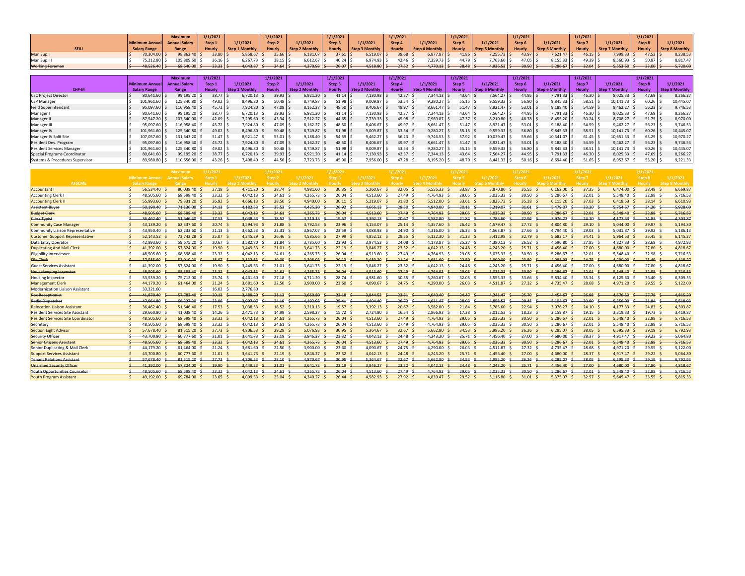| SEIU | Minimum Annual Salary Range | Maximum Annual Salary Range | 1/1/2021 Step 1 Hourly | 1/1/2021 Step 1 Monthly | 1/1/2021 Step 2 Hourly | 1/1/2021 Step 2 Monthly | 1/1/2021 Step 3 Hourly | 1/1/2021 Step 3 Monthly | 1/1/2021 Step 4 Hourly | 1/1/2021 Step 4 Monthly | 1/1/2021 Step 5 Hourly | 1/1/2021 Step 5 Monthly | 1/1/2021 Step 6 Hourly | 1/1/2021 Step 6 Monthly | 1/1/2021 Step 7 Hourly | 1/1/2021 Step 7 Monthly | 1/1/2021 Step 8 Hourly | 1/1/2021 Step 8 Monthly |
|---|---|---|---|---|---|---|---|---|---|---|---|---|---|---|---|---|---|---|
| Man Sup. I | 70,304.00 | 98,862.40 | 33.80 | 5,858.67 | 35.66 | 6,181.07 | 37.61 | 6,519.07 | 39.68 | 6,877.87 | 41.86 | 7,255.73 | 43.97 | 7,621.47 | 46.15 | 7,999.33 | 47.53 | 8,238.53 |
| Man Sup. II | 75,212.80 | 105,809.60 | 36.16 | 6,267.73 | 38.15 | 6,612.67 | 40.24 | 6,974.93 | 42.46 | 7,359.73 | 44.79 | 7,763.60 | 47.05 | 8,155.33 | 49.39 | 8,560.93 | 50.87 | 8,817.47 |
| ~~Working Foreman~~ | ~~48,526.40~~ | ~~68,640.00~~ | ~~23.33~~ | ~~4,043.87~~ | ~~24.64~~ | ~~4,270.93~~ | ~~26.07~~ | ~~4,518.80~~ | ~~27.52~~ | ~~4,770.13~~ | ~~28.48~~ | ~~4,936.53~~ | ~~30.50~~ | ~~5,286.67~~ | ~~32.04~~ | ~~5,553.60~~ | ~~33.00~~ | ~~5,720.00~~ |

| CHP-M | Minimum Annual Salary Range | Maximum Annual Salary Range | 1/1/2021 Step 1 Hourly | 1/1/2021 Step 1 Monthly | 1/1/2021 Step 2 Hourly | 1/1/2021 Step 2 Monthly | 1/1/2021 Step 3 Hourly | 1/1/2021 Step 3 Monthly | 1/1/2021 Step 4 Hourly | 1/1/2021 Step 4 Monthly | 1/1/2021 Step 5 Hourly | 1/1/2021 Step 5 Monthly | 1/1/2021 Step 6 Hourly | 1/1/2021 Step 6 Monthly | 1/1/2021 Step 7 Hourly | 1/1/2021 Step 7 Monthly | 1/1/2021 Step 8 Hourly | 1/1/2021 Step 8 Monthly |
|---|---|---|---|---|---|---|---|---|---|---|---|---|---|---|---|---|---|---|
| CSC Project Director | 80,641.60 | 99,195.20 | 38.77 | 6,720.13 | 39.93 | 6,921.20 | 41.14 | 7,130.93 | 42.37 | 7,344.13 | 43.64 | 7,564.27 | 44.95 | 7,791.33 | 46.30 | 8,025.33 | 47.69 | 8,266.27 |
| CSP Manager | 101,961.60 | 125,340.80 | 49.02 | 8,496.80 | 50.48 | 8,749.87 | 51.98 | 9,009.87 | 53.54 | 9,280.27 | 55.15 | 9,559.33 | 56.80 | 9,845.33 | 58.51 | 10,141.73 | 60.26 | 10,445.07 |
| Field Superintendant | 95,097.60 | 116,958.40 | 45.72 | 7,924.80 | 47.09 | 8,162.27 | 48.50 | 8,406.67 | 49.97 | 8,661.47 | 51.47 | 8,921.47 | 53.01 | 9,188.40 | 54.59 | 9,462.27 | 56.23 | 9,746.53 |
| Manager I | 80,641.60 | 99,195.20 | 38.77 | 6,720.13 | 39.93 | 6,921.20 | 41.14 | 7,130.93 | 42.37 | 7,344.13 | 43.64 | 7,564.27 | 44.95 | 7,791.33 | 46.30 | 8,025.33 | 47.69 | 8,266.27 |
| Manager II | 87,547.20 | 107,640.00 | 42.09 | 7,295.60 | 43.34 | 7,512.27 | 44.65 | 7,739.33 | 45.98 | 7,969.87 | 47.37 | 8,210.80 | 48.78 | 8,455.20 | 50.24 | 8,708.27 | 51.75 | 8,970.00 |
| Manager III | 95,097.60 | 116,958.40 | 45.72 | 7,924.80 | 47.09 | 8,162.27 | 48.50 | 8,406.67 | 49.97 | 8,661.47 | 51.47 | 8,921.47 | 53.01 | 9,188.40 | 54.59 | 9,462.27 | 56.23 | 9,746.53 |
| Manager IV | 101,961.60 | 125,340.80 | 49.02 | 8,496.80 | 50.48 | 8,749.87 | 51.98 | 9,009.87 | 53.54 | 9,280.27 | 55.15 | 9,559.33 | 56.80 | 9,845.33 | 58.51 | 10,141.73 | 60.26 | 10,445.07 |
| Manager IV Split Site | 107,057.60 | 131,643.20 | 51.47 | 8,921.47 | 53.01 | 9,188.40 | 54.59 | 9,462.27 | 56.23 | 9,746.53 | 57.92 | 10,039.47 | 59.66 | 10,341.07 | 61.45 | 10,651.33 | 63.29 | 10,970.27 |
| Resident Dev. Program | 95,097.60 | 116,958.40 | 45.72 | 7,924.80 | 47.09 | 8,162.27 | 48.50 | 8,406.67 | 49.97 | 8,661.47 | 51.47 | 8,921.47 | 53.01 | 9,188.40 | 54.59 | 9,462.27 | 56.23 | 9,746.53 |
| Resident Services Manager | 101,961.60 | 125,340.80 | 49.02 | 8,496.80 | 50.48 | 8,749.87 | 51.98 | 9,009.87 | 53.54 | 9,280.27 | 55.15 | 9,559.33 | 56.80 | 9,845.33 | 58.51 | 10,141.73 | 60.26 | 10,445.07 |
| Special Programs Coordinator | 80,641.60 | 99,195.20 | 38.77 | 6,720.13 | 39.93 | 6,921.20 | 41.14 | 7,130.93 | 42.37 | 7,344.13 | 43.64 | 7,564.27 | 44.95 | 7,791.33 | 46.30 | 8,025.33 | 47.69 | 8,266.27 |
| Systems & Procedures Supervisor | 89,980.80 | 110,656.00 | 43.26 | 7,498.40 | 44.56 | 7,723.73 | 45.90 | 7,956.00 | 47.28 | 8,195.20 | 48.70 | 8,441.33 | 50.16 | 8,694.40 | 51.65 | 8,952.67 | 53.20 | 9,221.33 |

| AFSCME | Minimum Annual Salary Range | Maximum Annual Salary Range | 1/1/2021 Step 1 Hourly | 1/1/2021 Step 1 Monthly | 1/1/2021 Step 2 Hourly | 1/1/2021 Step 2 Monthly | 1/1/2021 Step 3 Hourly | 1/1/2021 Step 3 Monthly | 1/1/2021 Step 4 Hourly | 1/1/2021 Step 4 Monthly | 1/1/2021 Step 5 Hourly | 1/1/2021 Step 5 Monthly | 1/1/2021 Step 6 Hourly | 1/1/2021 Step 6 Monthly | 1/1/2021 Step 7 Hourly | 1/1/2021 Step 7 Monthly | 1/1/2021 Step 8 Hourly | 1/1/2021 Step 8 Monthly |
|---|---|---|---|---|---|---|---|---|---|---|---|---|---|---|---|---|---|---|
| Accountant I | 56,534.40 | 80,038.40 | 27.18 | 4,711.20 | 28.74 | 4,981.60 | 30.35 | 5,260.67 | 32.05 | 5,555.33 | 33.87 | 5,870.80 | 35.55 | 6,162.00 | 37.35 | 6,474.00 | 38.48 | 6,669.87 |
| Accounting Clerk I | 48,505.60 | 68,598.40 | 23.32 | 4,042.13 | 24.61 | 4,265.73 | 26.04 | 4,513.60 | 27.49 | 4,764.93 | 29.05 | 5,035.33 | 30.50 | 5,286.67 | 32.01 | 5,548.40 | 32.98 | 5,716.53 |
| Accounting Clerk II | 55,993.60 | 79,331.20 | 26.92 | 4,666.13 | 28.50 | 4,940.00 | 30.11 | 5,219.07 | 31.80 | 5,512.00 | 33.61 | 5,825.73 | 35.28 | 6,115.20 | 37.03 | 6,418.53 | 38.14 | 6,610.93 |
| ~~Assistant Buyer~~ | ~~50,190.40~~ | ~~71,136.00~~ | ~~24.13~~ | ~~4,182.53~~ | ~~25.53~~ | ~~4,425.20~~ | ~~26.92~~ | ~~4,666.13~~ | ~~28.50~~ | ~~4,940.00~~ | ~~30.11~~ | ~~5,219.07~~ | ~~31.61~~ | ~~5,479.07~~ | ~~33.20~~ | ~~5,754.67~~ | ~~34.20~~ | ~~5,928.00~~ |
| ~~Budget Clerk~~ | ~~48,505.60~~ | ~~68,598.40~~ | ~~23.32~~ | ~~4,042.13~~ | ~~24.61~~ | ~~4,265.73~~ | ~~26.04~~ | ~~4,513.60~~ | ~~27.49~~ | ~~4,764.93~~ | ~~29.05~~ | ~~5,035.33~~ | ~~30.50~~ | ~~5,286.67~~ | ~~32.01~~ | ~~5,548.40~~ | ~~32.98~~ | ~~5,716.53~~ |
| ~~Clerk Typist~~ | ~~36,462.40~~ | ~~51,646.40~~ | ~~17.53~~ | ~~3,038.53~~ | ~~18.52~~ | ~~3,210.13~~ | ~~19.57~~ | ~~3,392.13~~ | ~~20.67~~ | ~~3,582.80~~ | ~~21.84~~ | ~~3,785.60~~ | ~~22.94~~ | ~~3,976.27~~ | ~~24.10~~ | ~~4,177.33~~ | ~~24.83~~ | ~~4,303.87~~ |
| Community Case Manager | 43,139.20 | 62,337.60 | 20.74 | 3,594.93 | 21.88 | 3,792.53 | 23.96 | 4,153.07 | 25.14 | 4,357.60 | 26.42 | 4,579.47 | 27.72 | 4,804.80 | 29.10 | 5,044.00 | 29.97 | 5,194.80 |
| Community Liaison Representative | 43,950.40 | 62,233.60 | 21.13 | 3,662.53 | 22.31 | 3,867.07 | 23.59 | 4,088.93 | 24.90 | 4,316.00 | 26.33 | 4,563.87 | 27.66 | 4,794.40 | 29.03 | 5,031.87 | 29.92 | 5,186.13 |
| Customer Support Representative | 52,143.52 | 73,743.28 | 25.07 | 4,345.29 | 26.46 | 4,585.66 | 27.99 | 4,852.12 | 29.55 | 5,122.30 | 31.23 | 5,412.98 | 32.79 | 5,683.17 | 34.41 | 5,964.53 | 35.45 | 6,145.27 |
| ~~Data Entry Operator~~ | ~~42,993.60~~ | ~~59,675.20~~ | ~~20.67~~ | ~~3,582.80~~ | ~~21.84~~ | ~~3,785.60~~ | ~~22.93~~ | ~~3,974.53~~ | ~~24.08~~ | ~~4,173.87~~ | ~~25.27~~ | ~~4,380.13~~ | ~~26.53~~ | ~~4,598.80~~ | ~~27.85~~ | ~~4,827.33~~ | ~~28.69~~ | ~~4,972.93~~ |
| Duplicating And Mail Clerk | 41,392.00 | 57,824.00 | 19.90 | 3,449.33 | 21.01 | 3,641.73 | 22.19 | 3,846.27 | 23.32 | 4,042.13 | 24.48 | 4,243.20 | 25.71 | 4,456.40 | 27.00 | 4,680.00 | 27.80 | 4,818.67 |
| Eligibility Interviewer | 48,505.60 | 68,598.40 | 23.32 | 4,042.13 | 24.61 | 4,265.73 | 26.04 | 4,513.60 | 27.49 | 4,764.93 | 29.05 | 5,035.33 | 30.50 | 5,286.67 | 32.01 | 5,548.40 | 32.98 | 5,716.53 |
| ~~File Clerk~~ | ~~37,585.60~~ | ~~53,019.20~~ | ~~18.07~~ | ~~3,132.13~~ | ~~19.09~~ | ~~3,308.93~~ | ~~20.13~~ | ~~3,489.20~~ | ~~21.24~~ | ~~3,681.60~~ | ~~22.50~~ | ~~3,900.00~~ | ~~23.59~~ | ~~4,088.93~~ | ~~24.75~~ | ~~4,290.00~~ | ~~25.49~~ | ~~4,418.27~~ |
| Guest Services Assistant | 41,392.00 | 57,824.00 | 19.90 | 3,449.33 | 21.01 | 3,641.73 | 22.19 | 3,846.27 | 23.32 | 4,042.13 | 24.48 | 4,243.20 | 25.71 | 4,456.40 | 27.00 | 4,680.00 | 27.80 | 4,818.67 |
| ~~Housekeeping Inspector~~ | ~~48,505.60~~ | ~~68,598.40~~ | ~~23.32~~ | ~~4,042.13~~ | ~~24.61~~ | ~~4,265.73~~ | ~~26.04~~ | ~~4,513.60~~ | ~~27.49~~ | ~~4,764.93~~ | ~~29.05~~ | ~~5,035.33~~ | ~~30.50~~ | ~~5,286.67~~ | ~~32.01~~ | ~~5,548.40~~ | ~~32.98~~ | ~~5,716.53~~ |
| Housing Inspector | 53,539.20 | 75,712.00 | 25.74 | 4,461.60 | 27.18 | 4,711.20 | 28.74 | 4,981.60 | 30.35 | 5,260.67 | 32.05 | 5,555.33 | 33.66 | 5,834.40 | 35.34 | 6,125.60 | 36.40 | 6,309.33 |
| Management Clerk | 44,179.20 | 61,464.00 | 21.24 | 3,681.60 | 22.50 | 3,900.00 | 23.60 | 4,090.67 | 24.75 | 4,290.00 | 26.03 | 4,511.87 | 27.32 | 4,735.47 | 28.68 | 4,971.20 | 29.55 | 5,122.00 |
| Modernization Liaison Assistant | 33,321.60 | | 16.02 | 2,776.80 | | | | | | | | | | | | | | |
| ~~Pbx Receptionist~~ | ~~41,870.40~~ | ~~57,782.40~~ | ~~20.13~~ | ~~3,489.20~~ | ~~21.12~~ | ~~3,660.80~~ | ~~22.18~~ | ~~3,844.53~~ | ~~23.31~~ | ~~4,040.40~~ | ~~24.47~~ | ~~4,241.47~~ | ~~25.70~~ | ~~4,454.67~~ | ~~26.98~~ | ~~4,676.53~~ | ~~27.78~~ | ~~4,815.20~~ |
| ~~Radio Dispatcher~~ | ~~47,964.80~~ | ~~66,227.20~~ | ~~23.06~~ | ~~3,997.07~~ | ~~24.19~~ | ~~4,192.93~~ | ~~25.41~~ | ~~4,404.40~~ | ~~26.72~~ | ~~4,631.47~~ | ~~28.03~~ | ~~4,858.53~~ | ~~29.45~~ | ~~5,104.67~~ | ~~30.90~~ | ~~5,356.00~~ | ~~31.84~~ | ~~5,518.93~~ |
| Relocation Liaison Assistant | 36,462.40 | 51,646.40 | 17.53 | 3,038.53 | 18.52 | 3,210.13 | 19.57 | 3,392.13 | 20.67 | 3,582.80 | 21.84 | 3,785.60 | 22.94 | 3,976.27 | 24.10 | 4,177.33 | 24.83 | 4,303.87 |
| Resident Services Site Assistant | 29,660.80 | 41,038.40 | 14.26 | 2,471.73 | 14.99 | 2,598.27 | 15.72 | 2,724.80 | 16.54 | 2,866.93 | 17.38 | 3,012.53 | 18.23 | 3,159.87 | 19.15 | 3,319.33 | 19.73 | 3,419.87 |
| Resident Services Site Coordinator | 48,505.60 | 68,598.40 | 23.32 | 4,042.13 | 24.61 | 4,265.73 | 26.04 | 4,513.60 | 27.49 | 4,764.93 | 29.05 | 5,035.33 | 30.50 | 5,286.67 | 32.01 | 5,548.40 | 32.98 | 5,716.53 |
| ~~Secretary~~ | ~~48,505.60~~ | ~~68,598.40~~ | ~~23.32~~ | ~~4,042.13~~ | ~~24.61~~ | ~~4,265.73~~ | ~~26.04~~ | ~~4,513.60~~ | ~~27.49~~ | ~~4,764.93~~ | ~~29.05~~ | ~~5,035.33~~ | ~~30.50~~ | ~~5,286.67~~ | ~~32.01~~ | ~~5,548.40~~ | ~~32.98~~ | ~~5,716.53~~ |
| Section Eight Advisor | 57,678.40 | 81,515.20 | 27.73 | 4,806.53 | 29.29 | 5,076.93 | 30.95 | 5,364.67 | 32.67 | 5,662.80 | 34.53 | 5,985.20 | 36.26 | 6,285.07 | 38.05 | 6,595.33 | 39.19 | 6,792.93 |
| ~~Security Officer~~ | ~~43,700.80~~ | ~~60,777.60~~ | ~~21.01~~ | ~~3,641.73~~ | ~~22.19~~ | ~~3,846.27~~ | ~~23.32~~ | ~~4,042.13~~ | ~~24.48~~ | ~~4,243.20~~ | ~~25.71~~ | ~~4,456.40~~ | ~~27.00~~ | ~~4,680.00~~ | ~~28.37~~ | ~~4,917.47~~ | ~~29.22~~ | ~~5,064.80~~ |
| ~~Senior Citizens Assistant~~ | ~~48,505.60~~ | ~~68,598.40~~ | ~~23.32~~ | ~~4,042.13~~ | ~~24.61~~ | ~~4,265.73~~ | ~~26.04~~ | ~~4,513.60~~ | ~~27.49~~ | ~~4,764.93~~ | ~~29.05~~ | ~~5,035.33~~ | ~~30.50~~ | ~~5,286.67~~ | ~~32.01~~ | ~~5,548.40~~ | ~~32.98~~ | ~~5,716.53~~ |
| Senior Duplicating & Mail Clerk | 44,179.20 | 61,464.00 | 21.24 | 3,681.60 | 22.50 | 3,900.00 | 23.60 | 4,090.67 | 24.75 | 4,290.00 | 26.03 | 4,511.87 | 27.32 | 4,735.47 | 28.68 | 4,971.20 | 29.55 | 5,122.00 |
| Support Services Assistant | 43,700.80 | 60,777.60 | 21.01 | 3,641.73 | 22.19 | 3,846.27 | 23.32 | 4,042.13 | 24.48 | 4,243.20 | 25.71 | 4,456.40 | 27.00 | 4,680.00 | 28.37 | 4,917.47 | 29.22 | 5,064.80 |
| ~~Tenant Relations Assistant~~ | ~~57,678.40~~ | ~~81,515.20~~ | ~~27.73~~ | ~~4,806.53~~ | ~~28.10~~ | ~~4,870.67~~ | ~~30.95~~ | ~~5,364.67~~ | ~~32.67~~ | ~~5,662.80~~ | ~~34.53~~ | ~~5,985.20~~ | ~~36.26~~ | ~~6,285.07~~ | ~~38.05~~ | ~~6,595.33~~ | ~~39.19~~ | ~~6,792.93~~ |
| ~~Unarmed Security Officer~~ | ~~41,392.00~~ | ~~57,824.00~~ | ~~19.90~~ | ~~3,449.33~~ | ~~21.01~~ | ~~3,641.73~~ | ~~22.19~~ | ~~3,846.27~~ | ~~23.32~~ | ~~4,042.13~~ | ~~24.48~~ | ~~4,243.20~~ | ~~25.71~~ | ~~4,456.40~~ | ~~27.00~~ | ~~4,680.00~~ | ~~27.80~~ | ~~4,818.67~~ |
| ~~Youth Opportunities Counselor~~ | ~~48,505.60~~ | ~~68,598.40~~ | ~~23.32~~ | ~~4,042.13~~ | ~~24.61~~ | ~~4,265.73~~ | ~~26.04~~ | ~~4,513.60~~ | ~~27.49~~ | ~~4,764.93~~ | ~~29.05~~ | ~~5,035.33~~ | ~~30.50~~ | ~~5,286.67~~ | ~~32.01~~ | ~~5,548.40~~ | ~~32.98~~ | ~~5,716.53~~ |
| Youth Program Assistant | 49,192.00 | 69,784.00 | 23.65 | 4,099.33 | 25.04 | 4,340.27 | 26.44 | 4,582.93 | 27.92 | 4,839.47 | 29.52 | 5,116.80 | 31.01 | 5,375.07 | 32.57 | 5,645.47 | 33.55 | 5,815.33 |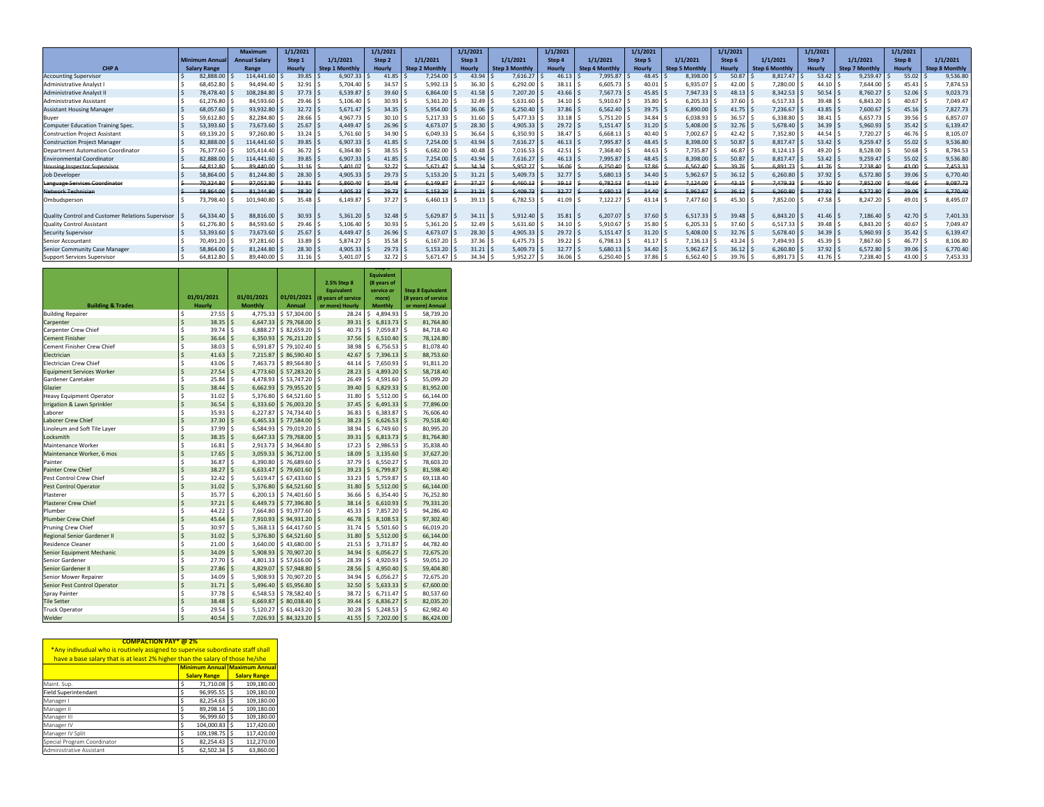| CHP A | Minimum Annual Salary Range | Maximum Annual Salary Range | 1/1/2021 Step 1 Hourly | 1/1/2021 Step 1 Monthly | 1/1/2021 Step 2 Hourly | 1/1/2021 Step 2 Monthly | 1/1/2021 Step 3 Hourly | 1/1/2021 Step 3 Monthly | 1/1/2021 Step 4 Hourly | 1/1/2021 Step 4 Monthly | 1/1/2021 Step 5 Hourly | 1/1/2021 Step 5 Monthly | 1/1/2021 Step 6 Hourly | 1/1/2021 Step 6 Monthly | 1/1/2021 Step 7 Hourly | 1/1/2021 Step 7 Monthly | 1/1/2021 Step 8 Hourly | 1/1/2021 Step 8 Monthly |
|---|---|---|---|---|---|---|---|---|---|---|---|---|---|---|---|---|---|---|
| Accounting Supervisor | $ 82,888.00 | $ 114,441.60 | $ 39.85 | $ 6,907.33 | $ 41.85 | $ 7,254.00 | $ 43.94 | $ 7,616.27 | $ 46.13 | $ 7,995.87 | $ 48.45 | $ 8,398.00 | $ 50.87 | $ 8,817.47 | $ 53.42 | $ 9,259.47 | $ 55.02 | $ 9,536.80 |
| Administrative Analyst I | $ 68,452.80 | $ 94,494.40 | $ 32.91 | $ 5,704.40 | $ 34.57 | $ 5,992.13 | $ 36.30 | $ 6,292.00 | $ 38.11 | $ 6,605.73 | $ 40.01 | $ 6,935.07 | $ 42.00 | $ 7,280.00 | $ 44.10 | $ 7,644.00 | $ 45.43 | $ 7,874.53 |
| Administrative Analyst II | $ 78,478.40 | $ 108,284.80 | $ 37.73 | $ 6,539.87 | $ 39.60 | $ 6,864.00 | $ 41.58 | $ 7,207.20 | $ 43.66 | $ 7,567.73 | $ 45.85 | $ 7,947.33 | $ 48.13 | $ 8,342.53 | $ 50.54 | $ 8,760.27 | $ 52.06 | $ 9,023.73 |
| Administrative Assistant | $ 61,276.80 | $ 84,593.60 | $ 29.46 | $ 5,106.40 | $ 30.93 | $ 5,361.20 | $ 32.49 | $ 5,631.60 | $ 34.10 | $ 5,910.67 | $ 35.80 | $ 6,205.33 | $ 37.60 | $ 6,517.33 | $ 39.48 | $ 6,843.20 | $ 40.67 | $ 7,049.47 |
| Assistant Housing Manager | $ 68,057.60 | $ 93,932.80 | $ 32.72 | $ 5,671.47 | $ 34.35 | $ 5,954.00 | $ 36.06 | $ 6,250.40 | $ 37.86 | $ 6,562.40 | $ 39.75 | $ 6,890.00 | $ 41.75 | $ 7,236.67 | $ 43.85 | $ 7,600.67 | $ 45.16 | $ 7,827.73 |
| Buyer | $ 59,612.80 | $ 82,284.80 | $ 28.66 | $ 4,967.73 | $ 30.10 | $ 5,217.33 | $ 31.60 | $ 5,477.33 | $ 33.18 | $ 5,751.20 | $ 34.84 | $ 6,038.93 | $ 36.57 | $ 6,338.80 | $ 38.41 | $ 6,657.73 | $ 39.56 | $ 6,857.07 |
| Computer Education Training Spec. | $ 53,393.60 | $ 73,673.60 | $ 25.67 | $ 4,449.47 | $ 26.96 | $ 4,673.07 | $ 28.30 | $ 4,905.33 | $ 29.72 | $ 5,151.47 | $ 31.20 | $ 5,408.00 | $ 32.76 | $ 5,678.40 | $ 34.39 | $ 5,960.93 | $ 35.42 | $ 6,139.47 |
| Construction Project Assistant | $ 69,139.20 | $ 97,260.80 | $ 33.24 | $ 5,761.60 | $ 34.90 | $ 6,049.33 | $ 36.64 | $ 6,350.93 | $ 38.47 | $ 6,668.13 | $ 40.40 | $ 7,002.67 | $ 42.42 | $ 7,352.80 | $ 44.54 | $ 7,720.27 | $ 46.76 | $ 8,105.07 |
| Construction Project Manager | $ 82,888.00 | $ 114,441.60 | $ 39.85 | $ 6,907.33 | $ 41.85 | $ 7,254.00 | $ 43.94 | $ 7,616.27 | $ 46.13 | $ 7,995.87 | $ 48.45 | $ 8,398.00 | $ 50.87 | $ 8,817.47 | $ 53.42 | $ 9,259.47 | $ 55.02 | $ 9,536.80 |
| Department Automation Coordinator | $ 76,377.60 | $ 105,414.40 | $ 36.72 | $ 6,364.80 | $ 38.55 | $ 6,682.00 | $ 40.48 | $ 7,016.53 | $ 42.51 | $ 7,368.40 | $ 44.63 | $ 7,735.87 | $ 46.87 | $ 8,124.13 | $ 49.20 | $ 8,528.00 | $ 50.68 | $ 8,784.53 |
| Environmental Coordinator | $ 82,888.00 | $ 114,441.60 | $ 39.85 | $ 6,907.33 | $ 41.85 | $ 7,254.00 | $ 43.94 | $ 7,616.27 | $ 46.13 | $ 7,995.87 | $ 48.45 | $ 8,398.00 | $ 50.87 | $ 8,817.47 | $ 53.42 | $ 9,259.47 | $ 55.02 | $ 9,536.80 |
| ~~Housing Inspector Supervisor~~ | ~~$ 64,812.80~~ | ~~$ 89,440.00~~ | ~~$ 31.16~~ | ~~$ 5,401.07~~ | ~~$ 32.72~~ | ~~$ 5,671.47~~ | ~~$ 34.34~~ | ~~$ 5,952.27~~ | ~~$ 36.06~~ | ~~$ 6,250.40~~ | ~~$ 37.86~~ | ~~$ 6,562.40~~ | ~~$ 39.76~~ | ~~$ 6,891.73~~ | ~~$ 41.76~~ | ~~$ 7,238.40~~ | ~~$ 43.00~~ | ~~$ 7,453.33~~ |
| Job Developer | $ 58,864.00 | $ 81,244.80 | $ 28.30 | $ 4,905.33 | $ 29.73 | $ 5,153.20 | $ 31.21 | $ 5,409.73 | $ 32.77 | $ 5,680.13 | $ 34.40 | $ 5,962.67 | $ 36.12 | $ 6,260.80 | $ 37.92 | $ 6,572.80 | $ 39.06 | $ 6,770.40 |
| ~~Language Services Coordinator~~ | ~~$ 70,324.80~~ | ~~$ 97,052.80~~ | ~~$ 33.81~~ | ~~$ 5,860.40~~ | ~~$ 35.48~~ | ~~$ 6,149.87~~ | ~~$ 37.27~~ | ~~$ 6,460.13~~ | ~~$ 39.13~~ | ~~$ 6,782.53~~ | ~~$ 41.10~~ | ~~$ 7,124.00~~ | ~~$ 43.15~~ | ~~$ 7,479.33~~ | ~~$ 45.30~~ | ~~$ 7,852.00~~ | ~~$ 46.66~~ | ~~$ 8,087.73~~ |
| ~~Network Technician~~ | ~~$ 58,864.00~~ | ~~$ 81,244.80~~ | ~~$ 28.30~~ | ~~$ 4,905.33~~ | ~~$ 29.73~~ | ~~$ 5,153.20~~ | ~~$ 31.21~~ | ~~$ 5,409.73~~ | ~~$ 32.77~~ | ~~$ 5,680.13~~ | ~~$ 34.40~~ | ~~$ 5,962.67~~ | ~~$ 36.12~~ | ~~$ 6,260.80~~ | ~~$ 37.92~~ | ~~$ 6,572.80~~ | ~~$ 39.06~~ | ~~$ 6,770.40~~ |
| Ombudsperson | $ 73,798.40 | $ 101,940.80 | $ 35.48 | $ 6,149.87 | $ 37.27 | $ 6,460.13 | $ 39.13 | $ 6,782.53 | $ 41.09 | $ 7,122.27 | $ 43.14 | $ 7,477.60 | $ 45.30 | $ 7,852.00 | $ 47.58 | $ 8,247.20 | $ 49.01 | $ 8,495.07 |
| Quality Control and Customer Relations Supervisor | $ 64,334.40 | $ 88,816.00 | $ 30.93 | $ 5,361.20 | $ 32.48 | $ 5,629.87 | $ 34.11 | $ 5,912.40 | $ 35.81 | $ 6,207.07 | $ 37.60 | $ 6,517.33 | $ 39.48 | $ 6,843.20 | $ 41.46 | $ 7,186.40 | $ 42.70 | $ 7,401.33 |
| Quality Control Assistant | $ 61,276.80 | $ 84,593.60 | $ 29.46 | $ 5,106.40 | $ 30.93 | $ 5,361.20 | $ 32.49 | $ 5,631.60 | $ 34.10 | $ 5,910.67 | $ 35.80 | $ 6,205.33 | $ 37.60 | $ 6,517.33 | $ 39.48 | $ 6,843.20 | $ 40.67 | $ 7,049.47 |
| Security Supervisor | $ 53,393.60 | $ 73,673.60 | $ 25.67 | $ 4,449.47 | $ 26.96 | $ 4,673.07 | $ 28.30 | $ 4,905.33 | $ 29.72 | $ 5,151.47 | $ 31.20 | $ 5,408.00 | $ 32.76 | $ 5,678.40 | $ 34.39 | $ 5,960.93 | $ 35.42 | $ 6,139.47 |
| Senior Accountant | $ 70,491.20 | $ 97,281.60 | $ 33.89 | $ 5,874.27 | $ 35.58 | $ 6,167.20 | $ 37.36 | $ 6,475.73 | $ 39.22 | $ 6,798.13 | $ 41.17 | $ 7,136.13 | $ 43.24 | $ 7,494.93 | $ 45.39 | $ 7,867.60 | $ 46.77 | $ 8,106.80 |
| Senior Community Case Manager | $ 58,864.00 | $ 81,244.80 | $ 28.30 | $ 4,905.33 | $ 29.73 | $ 5,153.20 | $ 31.21 | $ 5,409.73 | $ 32.77 | $ 5,680.13 | $ 34.40 | $ 5,962.67 | $ 36.12 | $ 6,260.80 | $ 37.92 | $ 6,572.80 | $ 39.06 | $ 6,770.40 |
| Support Services Supervisor | $ 64,812.80 | $ 89,440.00 | $ 31.16 | $ 5,401.07 | $ 32.72 | $ 5,671.47 | $ 34.34 | $ 5,952.27 | $ 36.06 | $ 6,250.40 | $ 37.86 | $ 6,562.40 | $ 39.76 | $ 6,891.73 | $ 41.76 | $ 7,238.40 | $ 43.00 | $ 7,453.33 |

| Building & Trades | 01/01/2021 Hourly | 01/01/2021 Monthly | 01/01/2021 Annual | 2.5% Step 8 Equivalent (8 years of service or more) Hourly | Step 8 Equivalent (8 years of service or more) Monthly | Step 8 Equivalent (8 years of service or more) Annual |
|---|---|---|---|---|---|---|
| Building Repairer | $ 27.55 | $ 4,775.33 | $ 57,304.00 | $ 28.24 | $ 4,894.93 | $ 58,739.20 |
| Carpenter | $ 38.35 | $ 6,647.33 | $ 79,768.00 | $ 39.31 | $ 6,813.73 | $ 81,764.80 |
| Carpenter Crew Chief | $ 39.74 | $ 6,888.27 | $ 82,659.20 | $ 40.73 | $ 7,059.87 | $ 84,718.40 |
| Cement Finisher | $ 36.64 | $ 6,350.93 | $ 76,211.20 | $ 37.56 | $ 6,510.40 | $ 78,124.80 |
| Cement Finisher Crew Chief | $ 38.03 | $ 6,591.87 | $ 79,102.40 | $ 38.98 | $ 6,756.53 | $ 81,078.40 |
| Electrician | $ 41.63 | $ 7,215.87 | $ 86,590.40 | $ 42.67 | $ 7,396.13 | $ 88,753.60 |
| Electrician Crew Chief | $ 43.06 | $ 7,463.73 | $ 89,564.80 | $ 44.14 | $ 7,650.93 | $ 91,811.20 |
| Equipment Services Worker | $ 27.54 | $ 4,773.60 | $ 57,283.20 | $ 28.23 | $ 4,893.20 | $ 58,718.40 |
| Gardener Caretaker | $ 25.84 | $ 4,478.93 | $ 53,747.20 | $ 26.49 | $ 4,591.60 | $ 55,099.20 |
| Glazier | $ 38.44 | $ 6,662.93 | $ 79,955.20 | $ 39.40 | $ 6,829.33 | $ 81,952.00 |
| Heavy Equipment Operator | $ 31.02 | $ 5,376.80 | $ 64,521.60 | $ 31.80 | $ 5,512.00 | $ 66,144.00 |
| Irrigation & Lawn Sprinkler | $ 36.54 | $ 6,333.60 | $ 76,003.20 | $ 37.45 | $ 6,491.33 | $ 77,896.00 |
| Laborer | $ 35.93 | $ 6,227.87 | $ 74,734.40 | $ 36.83 | $ 6,383.87 | $ 76,606.40 |
| Laborer Crew Chief | $ 37.30 | $ 6,465.33 | $ 77,584.00 | $ 38.23 | $ 6,626.53 | $ 79,518.40 |
| Linoleum and Soft Tile Layer | $ 37.99 | $ 6,584.93 | $ 79,019.20 | $ 38.94 | $ 6,749.60 | $ 80,995.20 |
| Locksmith | $ 38.35 | $ 6,647.33 | $ 79,768.00 | $ 39.31 | $ 6,813.73 | $ 81,764.80 |
| Maintenance Worker | $ 16.81 | $ 2,913.73 | $ 34,964.80 | $ 17.23 | $ 2,986.53 | $ 35,838.40 |
| Maintenance Worker, 6 mos | $ 17.65 | $ 3,059.33 | $ 36,712.00 | $ 18.09 | $ 3,135.60 | $ 37,627.20 |
| Painter | $ 36.87 | $ 6,390.80 | $ 76,689.60 | $ 37.79 | $ 6,550.27 | $ 78,603.20 |
| Painter Crew Chief | $ 38.27 | $ 6,633.47 | $ 79,601.60 | $ 39.23 | $ 6,799.87 | $ 81,598.40 |
| Pest Control Crew Chief | $ 32.42 | $ 5,619.47 | $ 67,433.60 | $ 33.23 | $ 5,759.87 | $ 69,118.40 |
| Pest Control Operator | $ 31.02 | $ 5,376.80 | $ 64,521.60 | $ 31.80 | $ 5,512.00 | $ 66,144.00 |
| Plasterer | $ 35.77 | $ 6,200.13 | $ 74,401.60 | $ 36.66 | $ 6,354.40 | $ 76,252.80 |
| Plasterer Crew Chief | $ 37.21 | $ 6,449.73 | $ 77,396.80 | $ 38.14 | $ 6,610.93 | $ 79,331.20 |
| Plumber | $ 44.22 | $ 7,664.80 | $ 91,977.60 | $ 45.33 | $ 7,857.20 | $ 94,286.40 |
| Plumber Crew Chief | $ 45.64 | $ 7,910.93 | $ 94,931.20 | $ 46.78 | $ 8,108.53 | $ 97,302.40 |
| Pruning Crew Chief | $ 30.97 | $ 5,368.13 | $ 64,417.60 | $ 31.74 | $ 5,501.60 | $ 66,019.20 |
| Regional Senior Gardener II | $ 31.02 | $ 5,376.80 | $ 64,521.60 | $ 31.80 | $ 5,512.00 | $ 66,144.00 |
| Residence Cleaner | $ 21.00 | $ 3,640.00 | $ 43,680.00 | $ 21.53 | $ 3,731.87 | $ 44,782.40 |
| Senior Equipment Mechanic | $ 34.09 | $ 5,908.93 | $ 70,907.20 | $ 34.94 | $ 6,056.27 | $ 72,675.20 |
| Senior Gardener | $ 27.70 | $ 4,801.33 | $ 57,616.00 | $ 28.39 | $ 4,920.93 | $ 59,051.20 |
| Senior Gardener II | $ 27.86 | $ 4,829.07 | $ 57,948.80 | $ 28.56 | $ 4,950.40 | $ 59,404.80 |
| Senior Mower Repairer | $ 34.09 | $ 5,908.93 | $ 70,907.20 | $ 34.94 | $ 6,056.27 | $ 72,675.20 |
| Senior Pest Control Operator | $ 31.71 | $ 5,496.40 | $ 65,956.80 | $ 32.50 | $ 5,633.33 | $ 67,600.00 |
| Spray Painter | $ 37.78 | $ 6,548.53 | $ 78,582.40 | $ 38.72 | $ 6,711.47 | $ 80,537.60 |
| Tile Setter | $ 38.48 | $ 6,669.87 | $ 80,038.40 | $ 39.44 | $ 6,836.27 | $ 82,035.20 |
| Truck Operator | $ 29.54 | $ 5,120.27 | $ 61,443.20 | $ 30.28 | $ 5,248.53 | $ 62,982.40 |
| Welder | $ 40.54 | $ 7,026.93 | $ 84,323.20 | $ 41.55 | $ 7,202.00 | $ 86,424.00 |

**COMPACTION PAY* @ 2%**

*Any indivudual who is routinely assigned to supervise subordinate staff shall have a base salary that is at least 2% higher than the salary of those he/she

| | Minimum Annual Salary Range | Maximum Annual Salary Range |
|---|---|---|
| Maint. Sup. | $ 71,710.08 | $ 109,180.00 |
| Field Superintendant | $ 96,995.55 | $ 109,180.00 |
| Manager I | $ 82,254.63 | $ 109,180.00 |
| Manager II | $ 89,298.14 | $ 109,180.00 |
| Manager III | $ 96,999.60 | $ 109,180.00 |
| Manager IV | $ 104,000.83 | $ 117,420.00 |
| Manager IV Split | $ 109,198.75 | $ 117,420.00 |
| Special Program Coordinator | $ 82,254.43 | $ 112,270.00 |
| Administrative Assistant | $ 62,502.34 | $ 63,860.00 |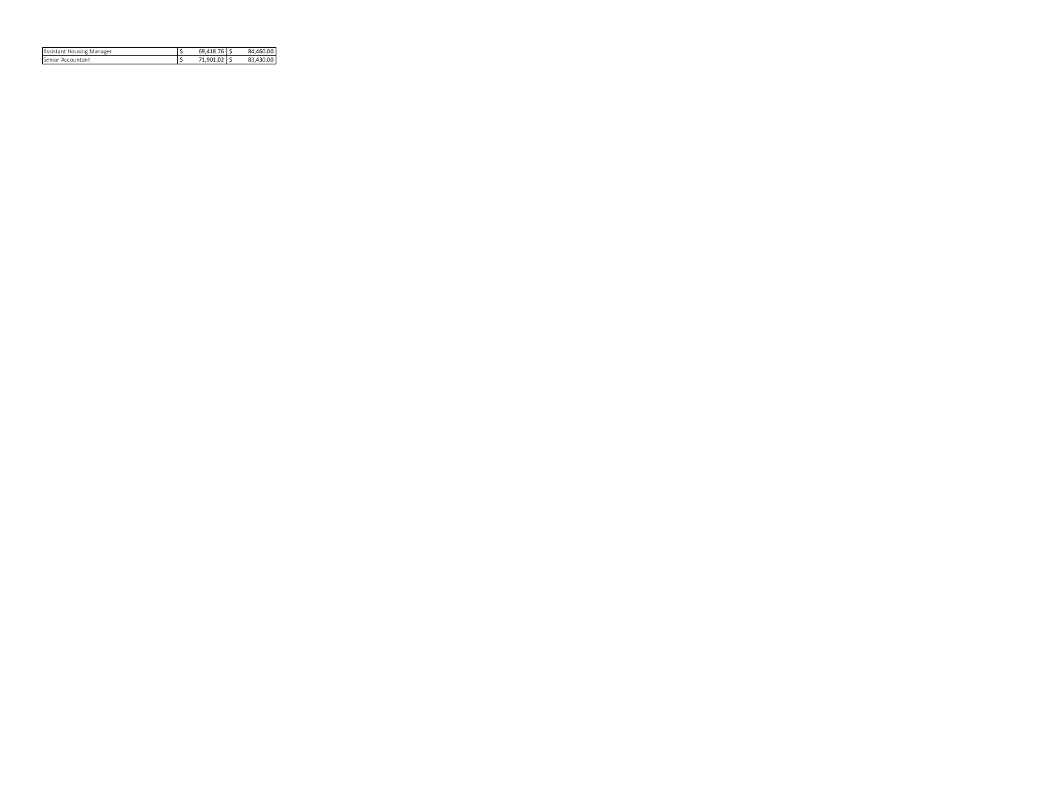| | | |
|---|---|---|
| Assistant Housing Manager | $ 69,418.76 | $ 84,460.00 |
| Senior Accountant | $ 71,901.02 | $ 83,430.00 |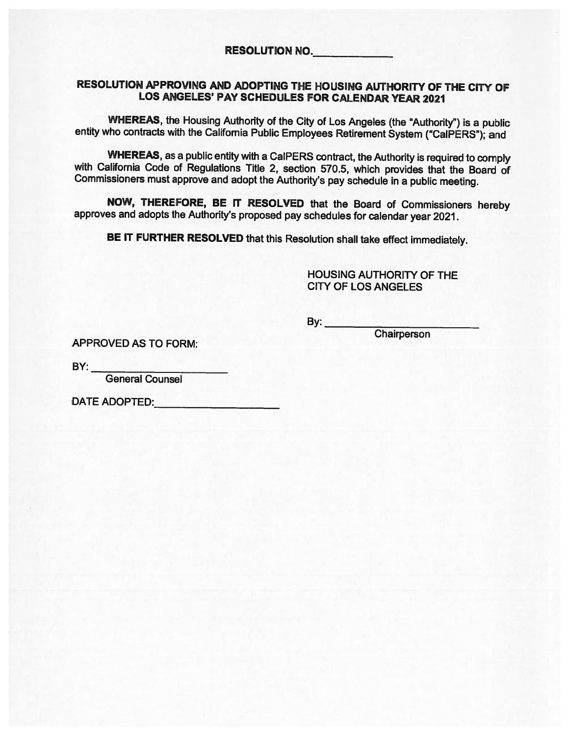# RESOLUTION NO.____________

## RESOLUTION APPROVING AND ADOPTING THE HOUSING AUTHORITY OF THE CITY OF LOS ANGELES' PAY SCHEDULES FOR CALENDAR YEAR 2021

**WHEREAS**, the Housing Authority of the City of Los Angeles (the "Authority") is a public entity who contracts with the California Public Employees Retirement System ("CalPERS"); and

**WHEREAS**, as a public entity with a CalPERS contract, the Authority is required to comply with California Code of Regulations Title 2, section 570.5, which provides that the Board of Commissioners must approve and adopt the Authority's pay schedule in a public meeting.

**NOW, THEREFORE, BE IT RESOLVED** that the Board of Commissioners hereby approves and adopts the Authority's proposed pay schedules for calendar year 2021.

**BE IT FURTHER RESOLVED** that this Resolution shall take effect immediately.

HOUSING AUTHORITY OF THE CITY OF LOS ANGELES

By: ________________________
Chairperson

APPROVED AS TO FORM:

BY: ______________________
General Counsel

DATE ADOPTED:____________________